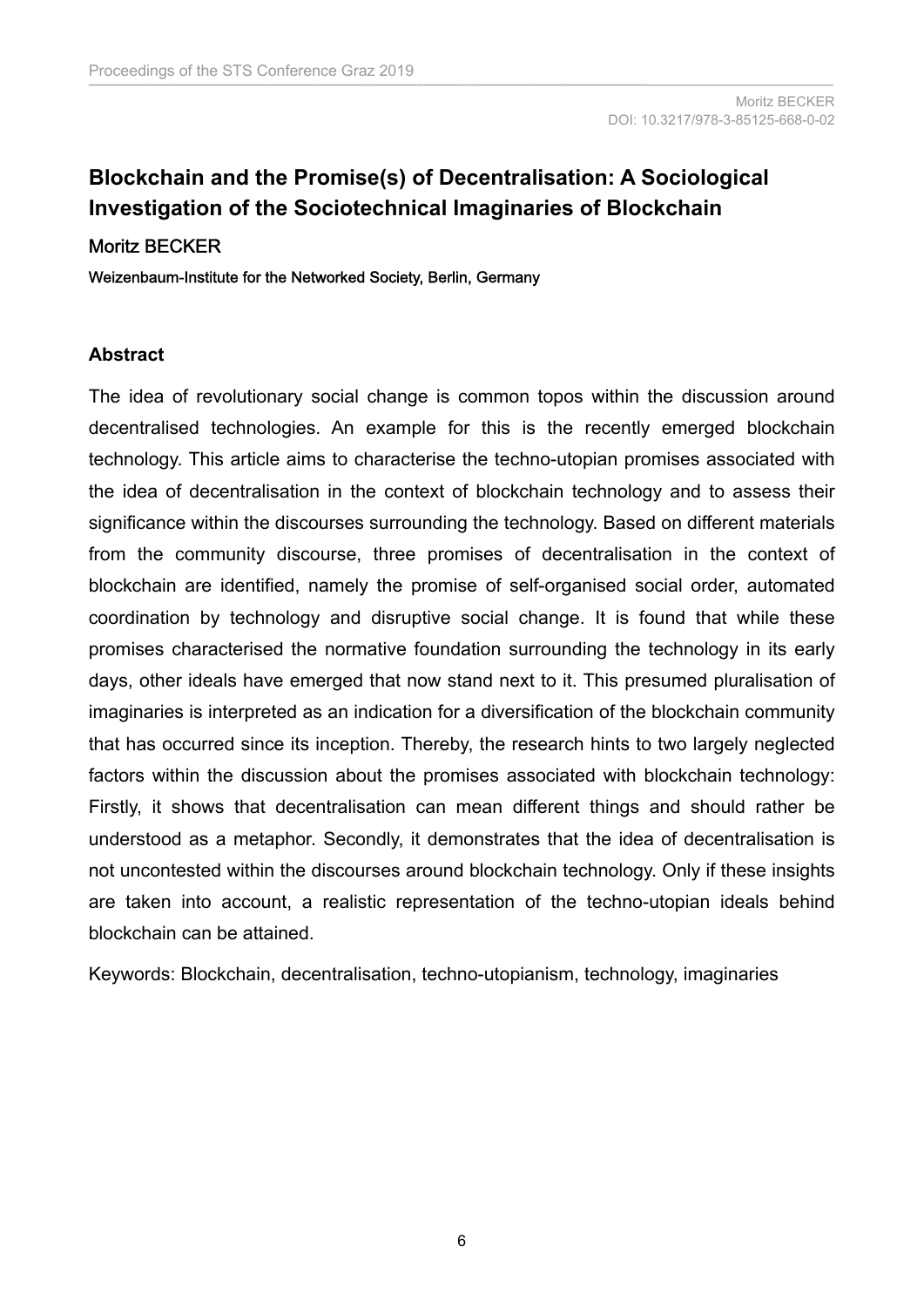# Blockchain and the Promise(s) of Decentralisation: A Sociological Investigation of the Sociotechnical Imaginaries of Blockchain

Moritz BECKER

**Weizenbaum-Institute for the Networked Society, Berlin, Germany**

DOI: 10.3217/978-3-85125-668-0-02

## Abstract

The idea of revolutionary social change is common topos within the discussion around decentralised technologies. An example for this is the recently emerged blockchain technology. This article aims to characterise the techno-utopian promises associated with the idea of decentralisation in the context of blockchain technology and to assess their significance within the discourses surrounding the technology. Based on different materials from the community discourse, three promises of decentralisation in the context of blockchain are identified, namely the promise of self-organised social order, automated coordination by technology and disruptive social change. It is found that while these promises characterised the normative foundation surrounding the technology in its early days, other ideals have emerged that now stand next to it. This presumed pluralisation of imaginaries is interpreted as an indication for a diversification of the blockchain community that has occurred since its inception. Thereby, the research hints to two largely neglected factors within the discussion about the promises associated with blockchain technology: Firstly, it shows that decentralisation can mean different things and should rather be understood as a metaphor. Secondly, it demonstrates that the idea of decentralisation is not uncontested within the discourses around blockchain technology. Only if these insights are taken into account, a realistic representation of the techno-utopian ideals behind blockchain can be attained.

Keywords: Blockchain, decentralisation, techno-utopianism, technology, imaginaries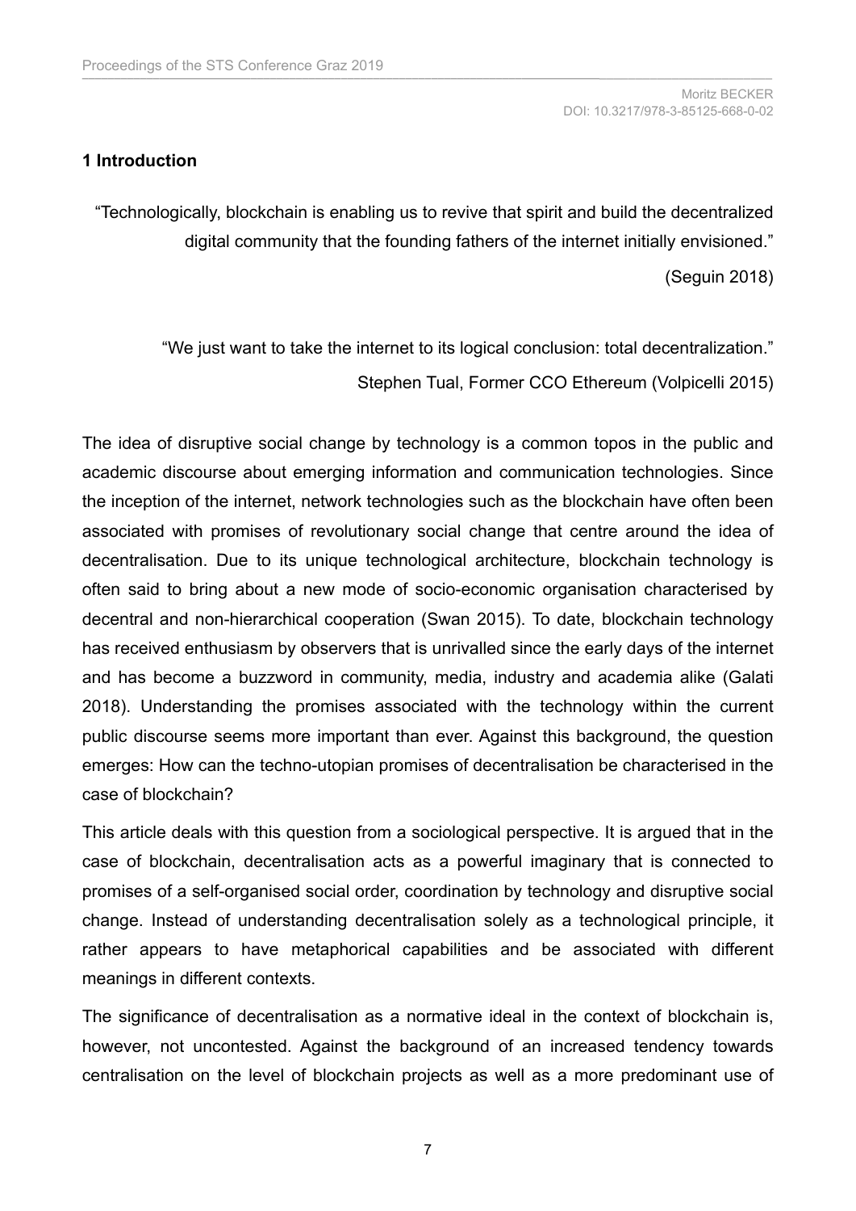## 1 Introduction

> "Technologically, blockchain is enabling us to revive that spirit and build the decentralized digital community that the founding fathers of the internet initially envisioned."
>
> (Seguin 2018)

> "We just want to take the internet to its logical conclusion: total decentralization."
>
> Stephen Tual, Former CCO Ethereum (Volpicelli 2015)

The idea of disruptive social change by technology is a common topos in the public and academic discourse about emerging information and communication technologies. Since the inception of the internet, network technologies such as the blockchain have often been associated with promises of revolutionary social change that centre around the idea of decentralisation. Due to its unique technological architecture, blockchain technology is often said to bring about a new mode of socio-economic organisation characterised by decentral and non-hierarchical cooperation (Swan 2015). To date, blockchain technology has received enthusiasm by observers that is unrivalled since the early days of the internet and has become a buzzword in community, media, industry and academia alike (Galati 2018). Understanding the promises associated with the technology within the current public discourse seems more important than ever. Against this background, the question emerges: How can the techno-utopian promises of decentralisation be characterised in the case of blockchain?

This article deals with this question from a sociological perspective. It is argued that in the case of blockchain, decentralisation acts as a powerful imaginary that is connected to promises of a self-organised social order, coordination by technology and disruptive social change. Instead of understanding decentralisation solely as a technological principle, it rather appears to have metaphorical capabilities and be associated with different meanings in different contexts.

The significance of decentralisation as a normative ideal in the context of blockchain is, however, not uncontested. Against the background of an increased tendency towards centralisation on the level of blockchain projects as well as a more predominant use of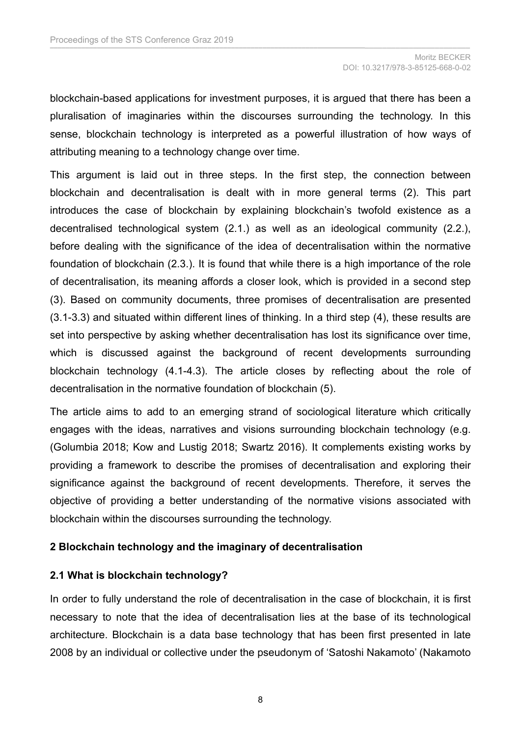blockchain-based applications for investment purposes, it is argued that there has been a pluralisation of imaginaries within the discourses surrounding the technology. In this sense, blockchain technology is interpreted as a powerful illustration of how ways of attributing meaning to a technology change over time.

This argument is laid out in three steps. In the first step, the connection between blockchain and decentralisation is dealt with in more general terms (2). This part introduces the case of blockchain by explaining blockchain's twofold existence as a decentralised technological system (2.1.) as well as an ideological community (2.2.), before dealing with the significance of the idea of decentralisation within the normative foundation of blockchain (2.3.). It is found that while there is a high importance of the role of decentralisation, its meaning affords a closer look, which is provided in a second step (3). Based on community documents, three promises of decentralisation are presented (3.1-3.3) and situated within different lines of thinking. In a third step (4), these results are set into perspective by asking whether decentralisation has lost its significance over time, which is discussed against the background of recent developments surrounding blockchain technology (4.1-4.3). The article closes by reflecting about the role of decentralisation in the normative foundation of blockchain (5).

The article aims to add to an emerging strand of sociological literature which critically engages with the ideas, narratives and visions surrounding blockchain technology (e.g. (Golumbia 2018; Kow and Lustig 2018; Swartz 2016). It complements existing works by providing a framework to describe the promises of decentralisation and exploring their significance against the background of recent developments. Therefore, it serves the objective of providing a better understanding of the normative visions associated with blockchain within the discourses surrounding the technology.

## 2 Blockchain technology and the imaginary of decentralisation

### 2.1 What is blockchain technology?

In order to fully understand the role of decentralisation in the case of blockchain, it is first necessary to note that the idea of decentralisation lies at the base of its technological architecture. Blockchain is a data base technology that has been first presented in late 2008 by an individual or collective under the pseudonym of 'Satoshi Nakamoto' (Nakamoto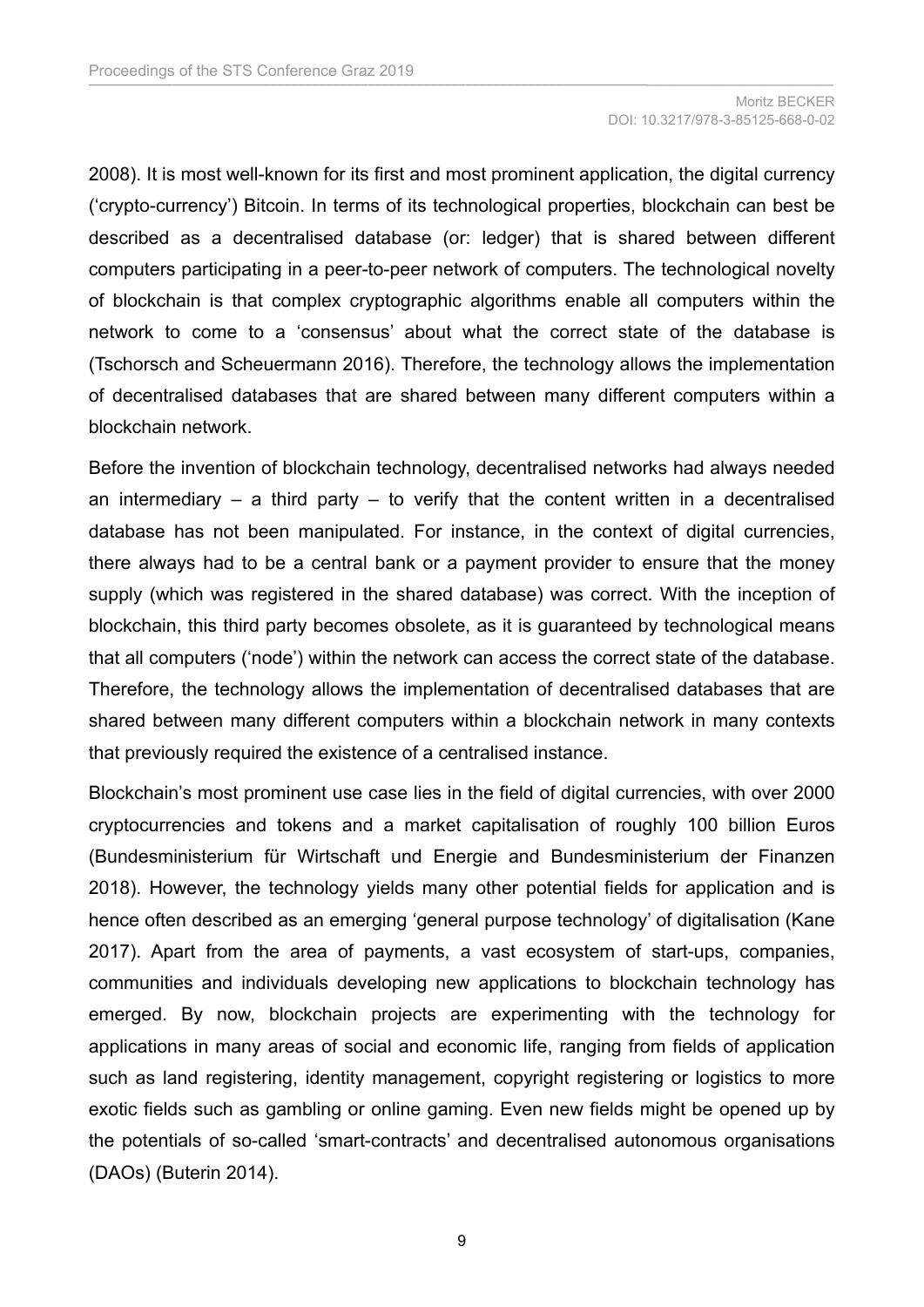2008). It is most well-known for its first and most prominent application, the digital currency ('crypto-currency') Bitcoin. In terms of its technological properties, blockchain can best be described as a decentralised database (or: ledger) that is shared between different computers participating in a peer-to-peer network of computers. The technological novelty of blockchain is that complex cryptographic algorithms enable all computers within the network to come to a 'consensus' about what the correct state of the database is (Tschorsch and Scheuermann 2016). Therefore, the technology allows the implementation of decentralised databases that are shared between many different computers within a blockchain network.

Before the invention of blockchain technology, decentralised networks had always needed an intermediary – a third party – to verify that the content written in a decentralised database has not been manipulated. For instance, in the context of digital currencies, there always had to be a central bank or a payment provider to ensure that the money supply (which was registered in the shared database) was correct. With the inception of blockchain, this third party becomes obsolete, as it is guaranteed by technological means that all computers ('node') within the network can access the correct state of the database. Therefore, the technology allows the implementation of decentralised databases that are shared between many different computers within a blockchain network in many contexts that previously required the existence of a centralised instance.

Blockchain's most prominent use case lies in the field of digital currencies, with over 2000 cryptocurrencies and tokens and a market capitalisation of roughly 100 billion Euros (Bundesministerium für Wirtschaft und Energie and Bundesministerium der Finanzen 2018). However, the technology yields many other potential fields for application and is hence often described as an emerging 'general purpose technology' of digitalisation (Kane 2017). Apart from the area of payments, a vast ecosystem of start-ups, companies, communities and individuals developing new applications to blockchain technology has emerged. By now, blockchain projects are experimenting with the technology for applications in many areas of social and economic life, ranging from fields of application such as land registering, identity management, copyright registering or logistics to more exotic fields such as gambling or online gaming. Even new fields might be opened up by the potentials of so-called 'smart-contracts' and decentralised autonomous organisations (DAOs) (Buterin 2014).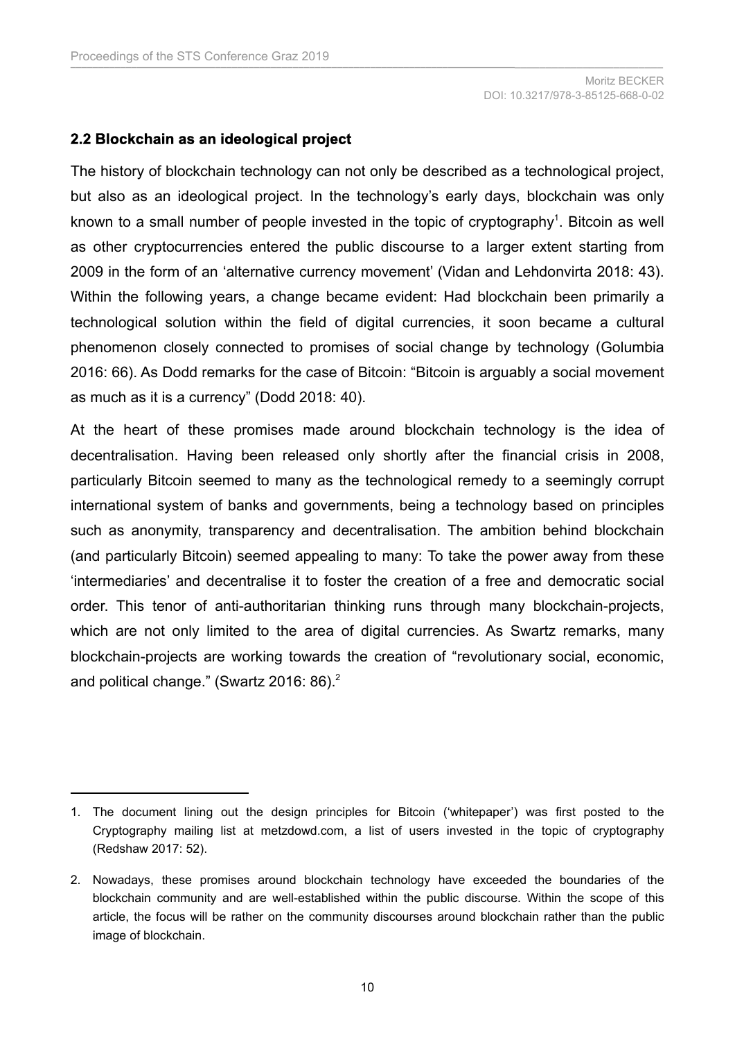## 2.2 Blockchain as an ideological project

The history of blockchain technology can not only be described as a technological project, but also as an ideological project. In the technology's early days, blockchain was only known to a small number of people invested in the topic of cryptography[1]. Bitcoin as well as other cryptocurrencies entered the public discourse to a larger extent starting from 2009 in the form of an 'alternative currency movement' (Vidan and Lehdonvirta 2018: 43). Within the following years, a change became evident: Had blockchain been primarily a technological solution within the field of digital currencies, it soon became a cultural phenomenon closely connected to promises of social change by technology (Golumbia 2016: 66). As Dodd remarks for the case of Bitcoin: "Bitcoin is arguably a social movement as much as it is a currency" (Dodd 2018: 40).

At the heart of these promises made around blockchain technology is the idea of decentralisation. Having been released only shortly after the financial crisis in 2008, particularly Bitcoin seemed to many as the technological remedy to a seemingly corrupt international system of banks and governments, being a technology based on principles such as anonymity, transparency and decentralisation. The ambition behind blockchain (and particularly Bitcoin) seemed appealing to many: To take the power away from these 'intermediaries' and decentralise it to foster the creation of a free and democratic social order. This tenor of anti-authoritarian thinking runs through many blockchain-projects, which are not only limited to the area of digital currencies. As Swartz remarks, many blockchain-projects are working towards the creation of "revolutionary social, economic, and political change." (Swartz 2016: 86).[2]

---

1. The document lining out the design principles for Bitcoin ('whitepaper') was first posted to the Cryptography mailing list at metzdowd.com, a list of users invested in the topic of cryptography (Redshaw 2017: 52).

2. Nowadays, these promises around blockchain technology have exceeded the boundaries of the blockchain community and are well-established within the public discourse. Within the scope of this article, the focus will be rather on the community discourses around blockchain rather than the public image of blockchain.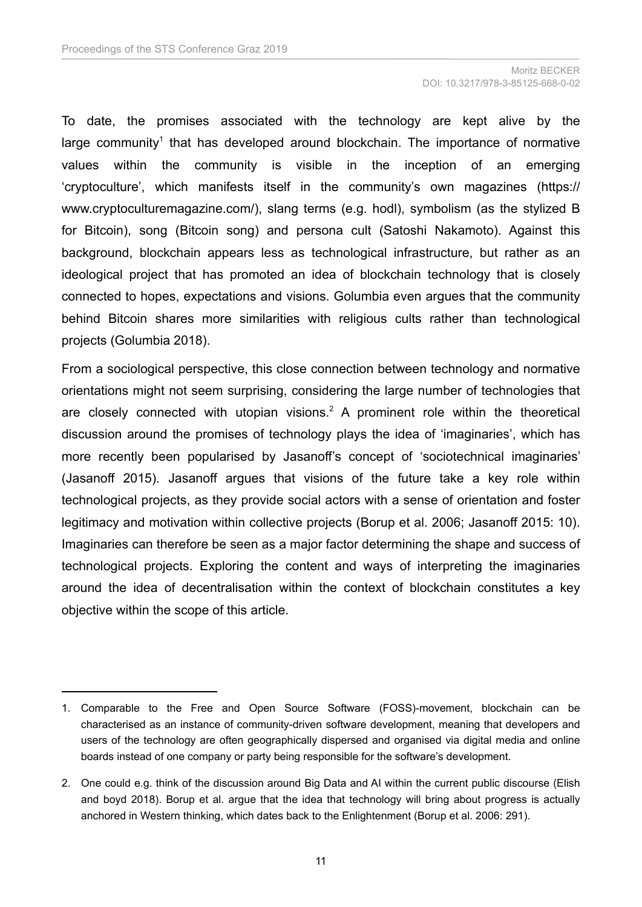To date, the promises associated with the technology are kept alive by the large community[1] that has developed around blockchain. The importance of normative values within the community is visible in the inception of an emerging 'cryptoculture', which manifests itself in the community's own magazines (https://www.cryptoculturemagazine.com/), slang terms (e.g. hodl), symbolism (as the stylized B for Bitcoin), song (Bitcoin song) and persona cult (Satoshi Nakamoto). Against this background, blockchain appears less as technological infrastructure, but rather as an ideological project that has promoted an idea of blockchain technology that is closely connected to hopes, expectations and visions. Golumbia even argues that the community behind Bitcoin shares more similarities with religious cults rather than technological projects (Golumbia 2018).

From a sociological perspective, this close connection between technology and normative orientations might not seem surprising, considering the large number of technologies that are closely connected with utopian visions.[2] A prominent role within the theoretical discussion around the promises of technology plays the idea of 'imaginaries', which has more recently been popularised by Jasanoff's concept of 'sociotechnical imaginaries' (Jasanoff 2015). Jasanoff argues that visions of the future take a key role within technological projects, as they provide social actors with a sense of orientation and foster legitimacy and motivation within collective projects (Borup et al. 2006; Jasanoff 2015: 10). Imaginaries can therefore be seen as a major factor determining the shape and success of technological projects. Exploring the content and ways of interpreting the imaginaries around the idea of decentralisation within the context of blockchain constitutes a key objective within the scope of this article.

---

1. Comparable to the Free and Open Source Software (FOSS)-movement, blockchain can be characterised as an instance of community-driven software development, meaning that developers and users of the technology are often geographically dispersed and organised via digital media and online boards instead of one company or party being responsible for the software's development.

2. One could e.g. think of the discussion around Big Data and AI within the current public discourse (Elish and boyd 2018). Borup et al. argue that the idea that technology will bring about progress is actually anchored in Western thinking, which dates back to the Enlightenment (Borup et al. 2006: 291).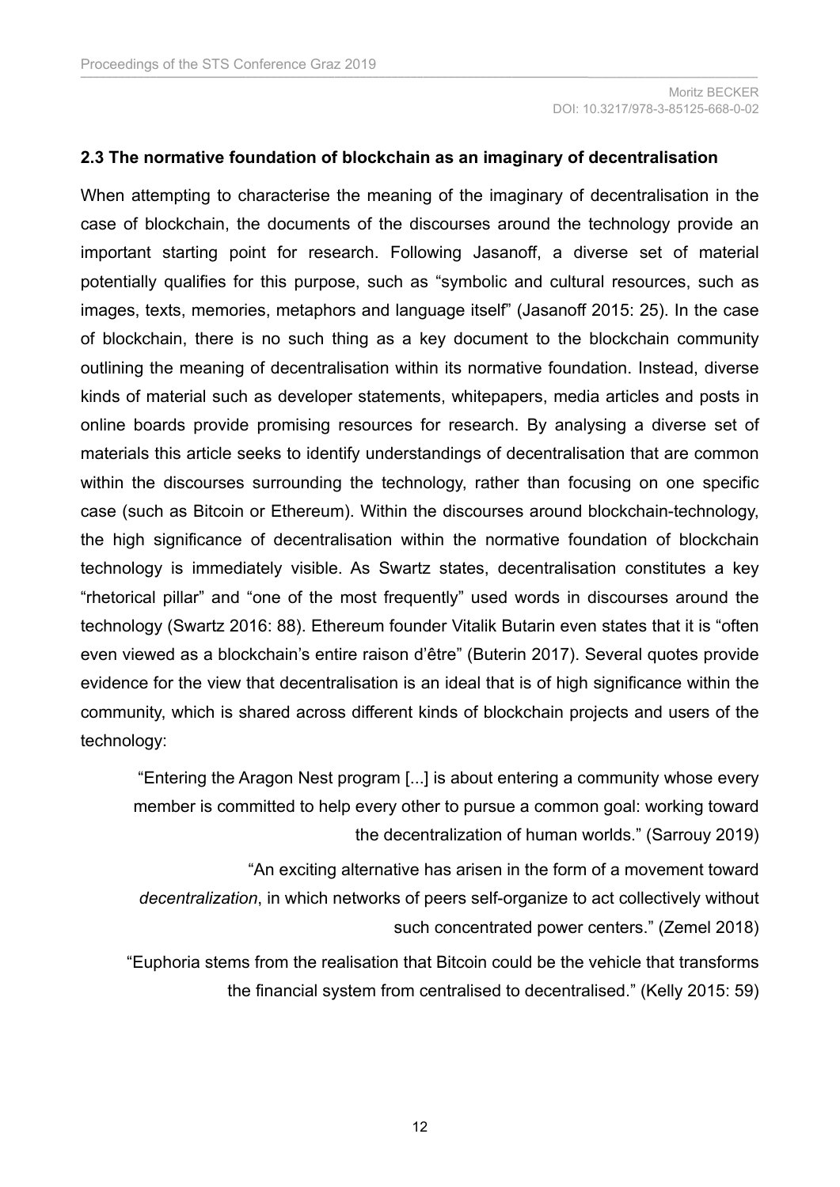### 2.3 The normative foundation of blockchain as an imaginary of decentralisation

When attempting to characterise the meaning of the imaginary of decentralisation in the case of blockchain, the documents of the discourses around the technology provide an important starting point for research. Following Jasanoff, a diverse set of material potentially qualifies for this purpose, such as "symbolic and cultural resources, such as images, texts, memories, metaphors and language itself" (Jasanoff 2015: 25). In the case of blockchain, there is no such thing as a key document to the blockchain community outlining the meaning of decentralisation within its normative foundation. Instead, diverse kinds of material such as developer statements, whitepapers, media articles and posts in online boards provide promising resources for research. By analysing a diverse set of materials this article seeks to identify understandings of decentralisation that are common within the discourses surrounding the technology, rather than focusing on one specific case (such as Bitcoin or Ethereum). Within the discourses around blockchain-technology, the high significance of decentralisation within the normative foundation of blockchain technology is immediately visible. As Swartz states, decentralisation constitutes a key "rhetorical pillar" and "one of the most frequently" used words in discourses around the technology (Swartz 2016: 88). Ethereum founder Vitalik Butarin even states that it is "often even viewed as a blockchain's entire raison d'être" (Buterin 2017). Several quotes provide evidence for the view that decentralisation is an ideal that is of high significance within the community, which is shared across different kinds of blockchain projects and users of the technology:

> "Entering the Aragon Nest program [...] is about entering a community whose every member is committed to help every other to pursue a common goal: working toward the decentralization of human worlds." (Sarrouy 2019)

> "An exciting alternative has arisen in the form of a movement toward *decentralization*, in which networks of peers self-organize to act collectively without such concentrated power centers." (Zemel 2018)

> "Euphoria stems from the realisation that Bitcoin could be the vehicle that transforms the financial system from centralised to decentralised." (Kelly 2015: 59)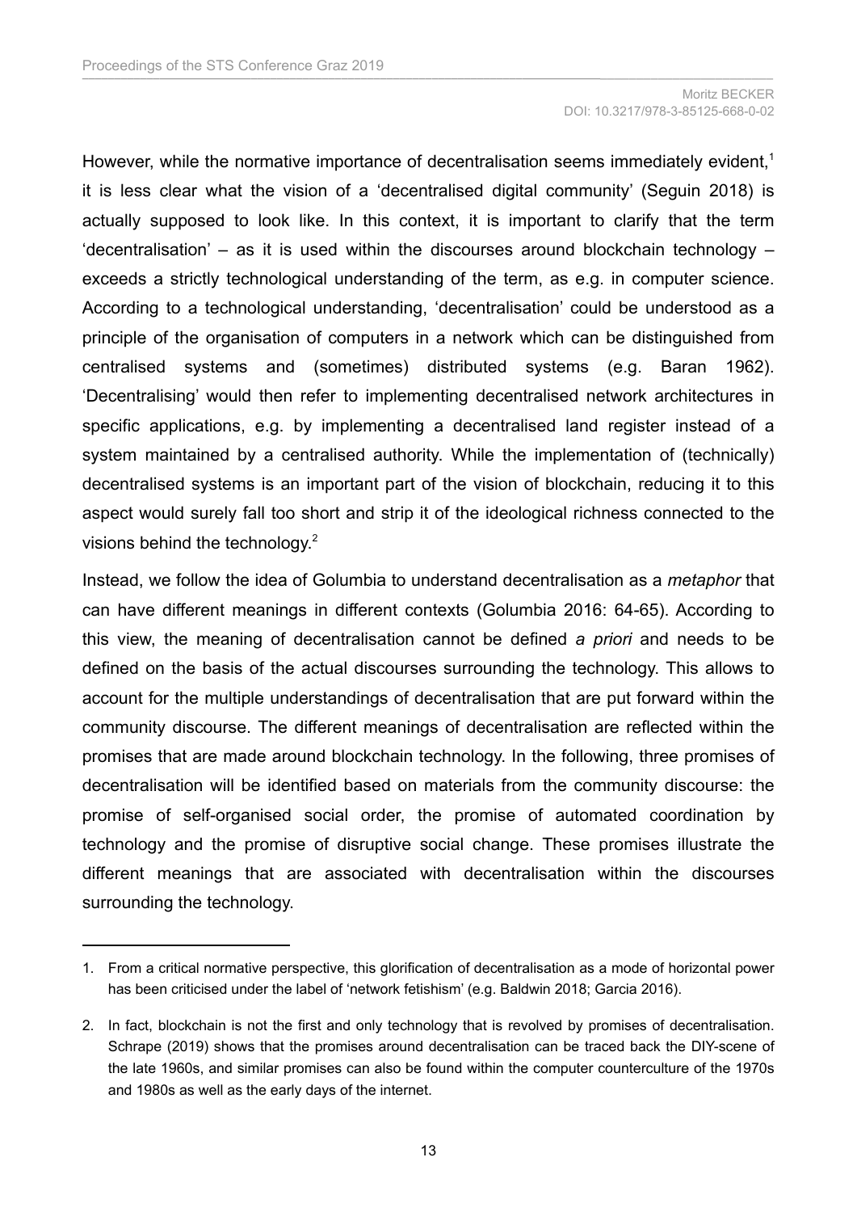However, while the normative importance of decentralisation seems immediately evident,[1] it is less clear what the vision of a 'decentralised digital community' (Seguin 2018) is actually supposed to look like. In this context, it is important to clarify that the term 'decentralisation' – as it is used within the discourses around blockchain technology – exceeds a strictly technological understanding of the term, as e.g. in computer science. According to a technological understanding, 'decentralisation' could be understood as a principle of the organisation of computers in a network which can be distinguished from centralised systems and (sometimes) distributed systems (e.g. Baran 1962). 'Decentralising' would then refer to implementing decentralised network architectures in specific applications, e.g. by implementing a decentralised land register instead of a system maintained by a centralised authority. While the implementation of (technically) decentralised systems is an important part of the vision of blockchain, reducing it to this aspect would surely fall too short and strip it of the ideological richness connected to the visions behind the technology.[2]

Instead, we follow the idea of Golumbia to understand decentralisation as a *metaphor* that can have different meanings in different contexts (Golumbia 2016: 64-65). According to this view, the meaning of decentralisation cannot be defined *a priori* and needs to be defined on the basis of the actual discourses surrounding the technology. This allows to account for the multiple understandings of decentralisation that are put forward within the community discourse. The different meanings of decentralisation are reflected within the promises that are made around blockchain technology. In the following, three promises of decentralisation will be identified based on materials from the community discourse: the promise of self-organised social order, the promise of automated coordination by technology and the promise of disruptive social change. These promises illustrate the different meanings that are associated with decentralisation within the discourses surrounding the technology.

---

1. From a critical normative perspective, this glorification of decentralisation as a mode of horizontal power has been criticised under the label of 'network fetishism' (e.g. Baldwin 2018; Garcia 2016).

2. In fact, blockchain is not the first and only technology that is revolved by promises of decentralisation. Schrape (2019) shows that the promises around decentralisation can be traced back the DIY-scene of the late 1960s, and similar promises can also be found within the computer counterculture of the 1970s and 1980s as well as the early days of the internet.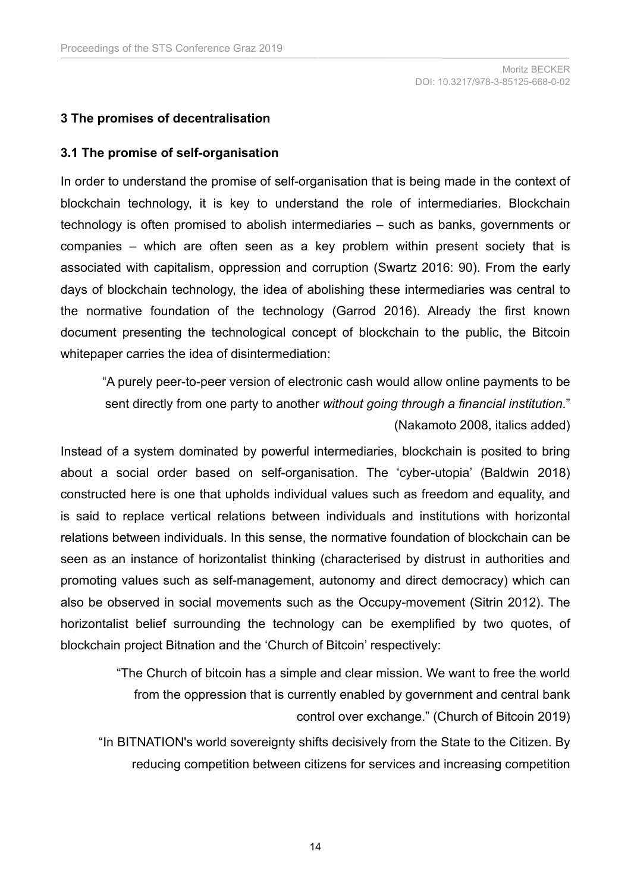## 3 The promises of decentralisation

### 3.1 The promise of self-organisation

In order to understand the promise of self-organisation that is being made in the context of blockchain technology, it is key to understand the role of intermediaries. Blockchain technology is often promised to abolish intermediaries – such as banks, governments or companies – which are often seen as a key problem within present society that is associated with capitalism, oppression and corruption (Swartz 2016: 90). From the early days of blockchain technology, the idea of abolishing these intermediaries was central to the normative foundation of the technology (Garrod 2016). Already the first known document presenting the technological concept of blockchain to the public, the Bitcoin whitepaper carries the idea of disintermediation:

> "A purely peer-to-peer version of electronic cash would allow online payments to be sent directly from one party to another *without going through a financial institution*." (Nakamoto 2008, italics added)

Instead of a system dominated by powerful intermediaries, blockchain is posited to bring about a social order based on self-organisation. The 'cyber-utopia' (Baldwin 2018) constructed here is one that upholds individual values such as freedom and equality, and is said to replace vertical relations between individuals and institutions with horizontal relations between individuals. In this sense, the normative foundation of blockchain can be seen as an instance of horizontalist thinking (characterised by distrust in authorities and promoting values such as self-management, autonomy and direct democracy) which can also be observed in social movements such as the Occupy-movement (Sitrin 2012). The horizontalist belief surrounding the technology can be exemplified by two quotes, of blockchain project Bitnation and the 'Church of Bitcoin' respectively:

> "The Church of bitcoin has a simple and clear mission. We want to free the world from the oppression that is currently enabled by government and central bank control over exchange." (Church of Bitcoin 2019)

> "In BITNATION's world sovereignty shifts decisively from the State to the Citizen. By reducing competition between citizens for services and increasing competition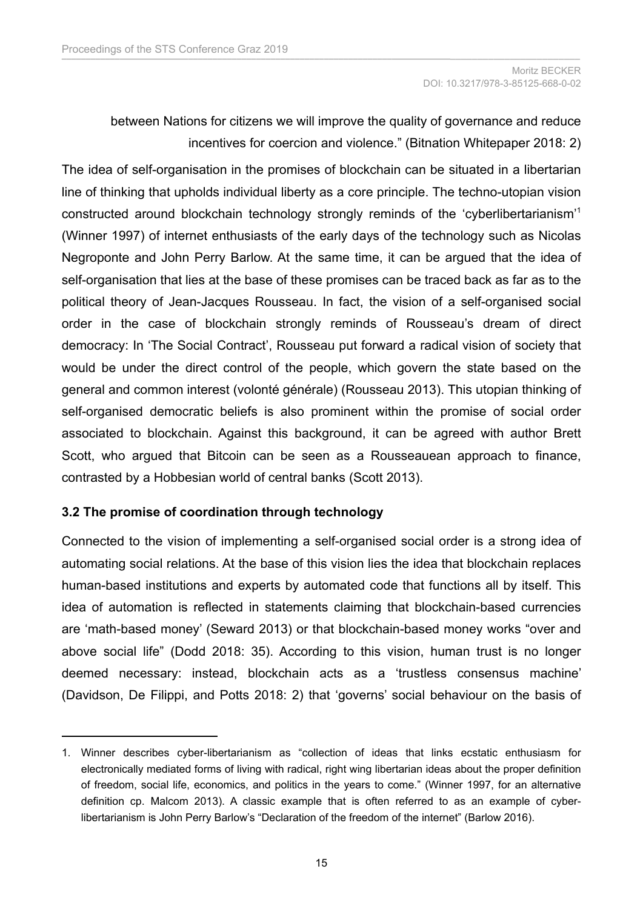between Nations for citizens we will improve the quality of governance and reduce incentives for coercion and violence." (Bitnation Whitepaper 2018: 2)

The idea of self-organisation in the promises of blockchain can be situated in a libertarian line of thinking that upholds individual liberty as a core principle. The techno-utopian vision constructed around blockchain technology strongly reminds of the 'cyberlibertarianism'[1] (Winner 1997) of internet enthusiasts of the early days of the technology such as Nicolas Negroponte and John Perry Barlow. At the same time, it can be argued that the idea of self-organisation that lies at the base of these promises can be traced back as far as to the political theory of Jean-Jacques Rousseau. In fact, the vision of a self-organised social order in the case of blockchain strongly reminds of Rousseau's dream of direct democracy: In 'The Social Contract', Rousseau put forward a radical vision of society that would be under the direct control of the people, which govern the state based on the general and common interest (volonté générale) (Rousseau 2013). This utopian thinking of self-organised democratic beliefs is also prominent within the promise of social order associated to blockchain. Against this background, it can be agreed with author Brett Scott, who argued that Bitcoin can be seen as a Rousseauean approach to finance, contrasted by a Hobbesian world of central banks (Scott 2013).

### 3.2 The promise of coordination through technology

Connected to the vision of implementing a self-organised social order is a strong idea of automating social relations. At the base of this vision lies the idea that blockchain replaces human-based institutions and experts by automated code that functions all by itself. This idea of automation is reflected in statements claiming that blockchain-based currencies are 'math-based money' (Seward 2013) or that blockchain-based money works "over and above social life" (Dodd 2018: 35). According to this vision, human trust is no longer deemed necessary: instead, blockchain acts as a 'trustless consensus machine' (Davidson, De Filippi, and Potts 2018: 2) that 'governs' social behaviour on the basis of

---

1. Winner describes cyber-libertarianism as "collection of ideas that links ecstatic enthusiasm for electronically mediated forms of living with radical, right wing libertarian ideas about the proper definition of freedom, social life, economics, and politics in the years to come." (Winner 1997, for an alternative definition cp. Malcom 2013). A classic example that is often referred to as an example of cyber-libertarianism is John Perry Barlow's "Declaration of the freedom of the internet" (Barlow 2016).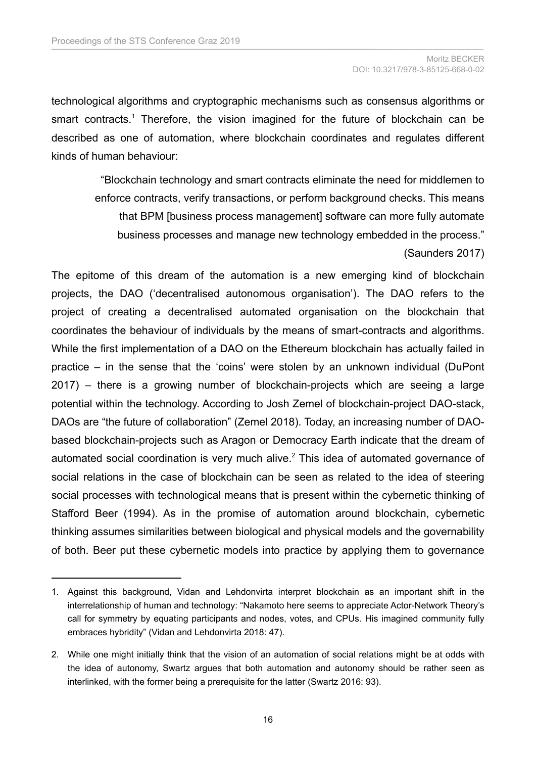technological algorithms and cryptographic mechanisms such as consensus algorithms or smart contracts.[1] Therefore, the vision imagined for the future of blockchain can be described as one of automation, where blockchain coordinates and regulates different kinds of human behaviour:

> "Blockchain technology and smart contracts eliminate the need for middlemen to enforce contracts, verify transactions, or perform background checks. This means that BPM [business process management] software can more fully automate business processes and manage new technology embedded in the process." (Saunders 2017)

The epitome of this dream of the automation is a new emerging kind of blockchain projects, the DAO ('decentralised autonomous organisation'). The DAO refers to the project of creating a decentralised automated organisation on the blockchain that coordinates the behaviour of individuals by the means of smart-contracts and algorithms. While the first implementation of a DAO on the Ethereum blockchain has actually failed in practice – in the sense that the 'coins' were stolen by an unknown individual (DuPont 2017) – there is a growing number of blockchain-projects which are seeing a large potential within the technology. According to Josh Zemel of blockchain-project DAO-stack, DAOs are "the future of collaboration" (Zemel 2018). Today, an increasing number of DAO-based blockchain-projects such as Aragon or Democracy Earth indicate that the dream of automated social coordination is very much alive.[2] This idea of automated governance of social relations in the case of blockchain can be seen as related to the idea of steering social processes with technological means that is present within the cybernetic thinking of Stafford Beer (1994). As in the promise of automation around blockchain, cybernetic thinking assumes similarities between biological and physical models and the governability of both. Beer put these cybernetic models into practice by applying them to governance

1. Against this background, Vidan and Lehdonvirta interpret blockchain as an important shift in the interrelationship of human and technology: "Nakamoto here seems to appreciate Actor-Network Theory's call for symmetry by equating participants and nodes, votes, and CPUs. His imagined community fully embraces hybridity" (Vidan and Lehdonvirta 2018: 47).

2. While one might initially think that the vision of an automation of social relations might be at odds with the idea of autonomy, Swartz argues that both automation and autonomy should be rather seen as interlinked, with the former being a prerequisite for the latter (Swartz 2016: 93).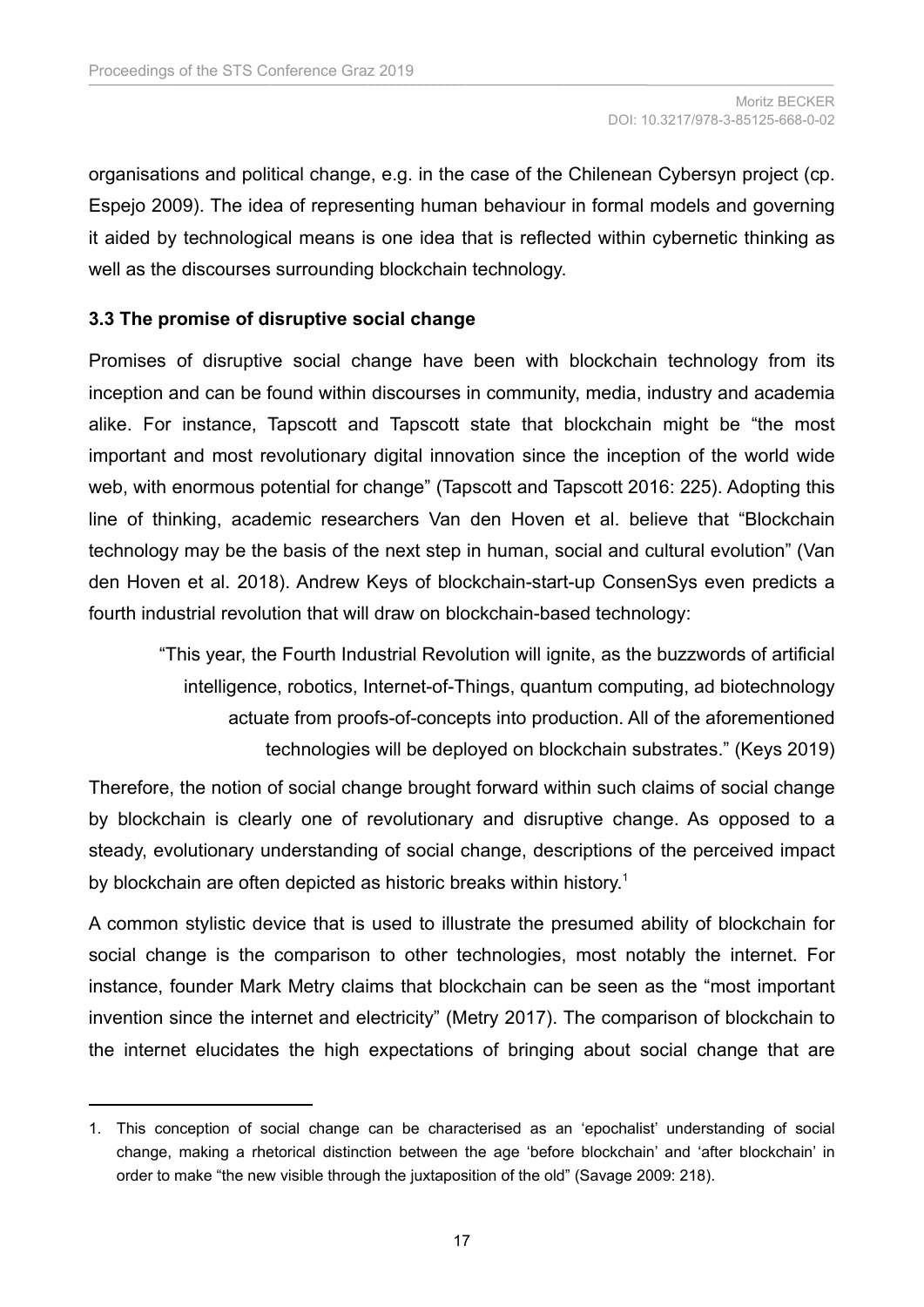organisations and political change, e.g. in the case of the Chilenean Cybersyn project (cp. Espejo 2009). The idea of representing human behaviour in formal models and governing it aided by technological means is one idea that is reflected within cybernetic thinking as well as the discourses surrounding blockchain technology.

### 3.3 The promise of disruptive social change

Promises of disruptive social change have been with blockchain technology from its inception and can be found within discourses in community, media, industry and academia alike. For instance, Tapscott and Tapscott state that blockchain might be "the most important and most revolutionary digital innovation since the inception of the world wide web, with enormous potential for change" (Tapscott and Tapscott 2016: 225). Adopting this line of thinking, academic researchers Van den Hoven et al. believe that "Blockchain technology may be the basis of the next step in human, social and cultural evolution" (Van den Hoven et al. 2018). Andrew Keys of blockchain-start-up ConsenSys even predicts a fourth industrial revolution that will draw on blockchain-based technology:

> "This year, the Fourth Industrial Revolution will ignite, as the buzzwords of artificial intelligence, robotics, Internet-of-Things, quantum computing, ad biotechnology actuate from proofs-of-concepts into production. All of the aforementioned technologies will be deployed on blockchain substrates." (Keys 2019)

Therefore, the notion of social change brought forward within such claims of social change by blockchain is clearly one of revolutionary and disruptive change. As opposed to a steady, evolutionary understanding of social change, descriptions of the perceived impact by blockchain are often depicted as historic breaks within history.[1]

A common stylistic device that is used to illustrate the presumed ability of blockchain for social change is the comparison to other technologies, most notably the internet. For instance, founder Mark Metry claims that blockchain can be seen as the "most important invention since the internet and electricity" (Metry 2017). The comparison of blockchain to the internet elucidates the high expectations of bringing about social change that are

---

1. This conception of social change can be characterised as an 'epochalist' understanding of social change, making a rhetorical distinction between the age 'before blockchain' and 'after blockchain' in order to make "the new visible through the juxtaposition of the old" (Savage 2009: 218).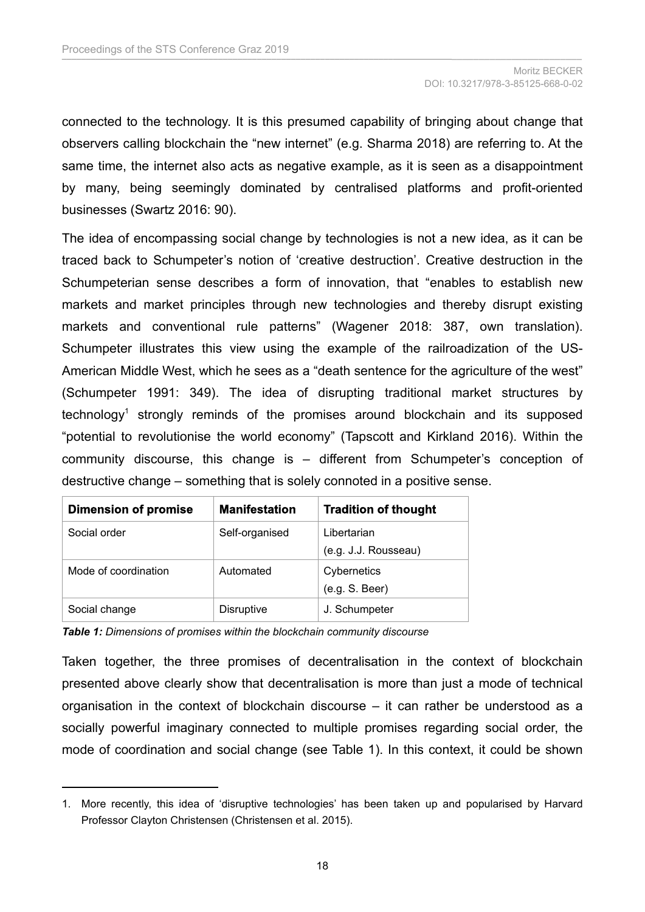connected to the technology. It is this presumed capability of bringing about change that observers calling blockchain the "new internet" (e.g. Sharma 2018) are referring to. At the same time, the internet also acts as negative example, as it is seen as a disappointment by many, being seemingly dominated by centralised platforms and profit-oriented businesses (Swartz 2016: 90).

The idea of encompassing social change by technologies is not a new idea, as it can be traced back to Schumpeter's notion of 'creative destruction'. Creative destruction in the Schumpeterian sense describes a form of innovation, that "enables to establish new markets and market principles through new technologies and thereby disrupt existing markets and conventional rule patterns" (Wagener 2018: 387, own translation). Schumpeter illustrates this view using the example of the railroadization of the US-American Middle West, which he sees as a "death sentence for the agriculture of the west" (Schumpeter 1991: 349). The idea of disrupting traditional market structures by technology[1] strongly reminds of the promises around blockchain and its supposed "potential to revolutionise the world economy" (Tapscott and Kirkland 2016). Within the community discourse, this change is – different from Schumpeter's conception of destructive change – something that is solely connoted in a positive sense.

| Dimension of promise | Manifestation | Tradition of thought |
|---|---|---|
| Social order | Self-organised | Libertarian (e.g. J.J. Rousseau) |
| Mode of coordination | Automated | Cybernetics (e.g. S. Beer) |
| Social change | Disruptive | J. Schumpeter |

***Table 1:*** *Dimensions of promises within the blockchain community discourse*

Taken together, the three promises of decentralisation in the context of blockchain presented above clearly show that decentralisation is more than just a mode of technical organisation in the context of blockchain discourse – it can rather be understood as a socially powerful imaginary connected to multiple promises regarding social order, the mode of coordination and social change (see Table 1). In this context, it could be shown

1. More recently, this idea of 'disruptive technologies' has been taken up and popularised by Harvard Professor Clayton Christensen (Christensen et al. 2015).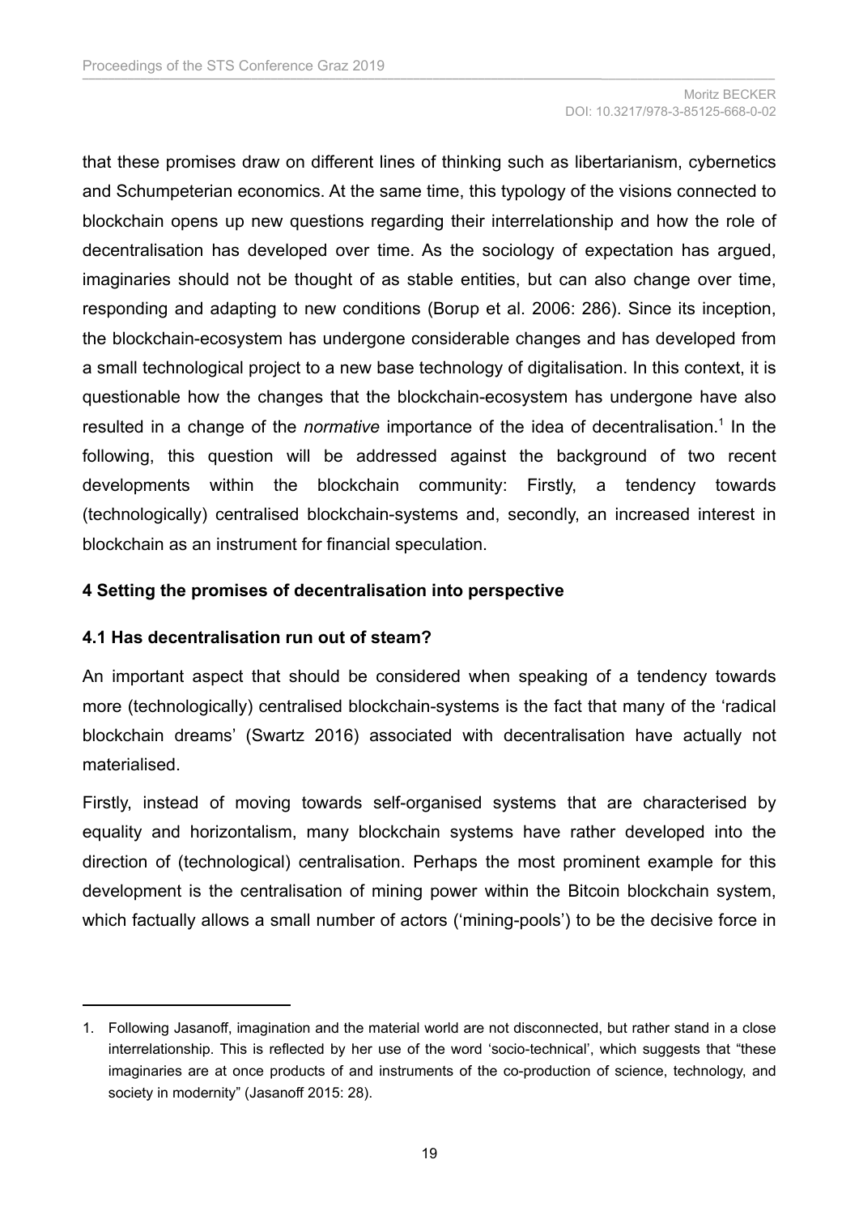that these promises draw on different lines of thinking such as libertarianism, cybernetics and Schumpeterian economics. At the same time, this typology of the visions connected to blockchain opens up new questions regarding their interrelationship and how the role of decentralisation has developed over time. As the sociology of expectation has argued, imaginaries should not be thought of as stable entities, but can also change over time, responding and adapting to new conditions (Borup et al. 2006: 286). Since its inception, the blockchain-ecosystem has undergone considerable changes and has developed from a small technological project to a new base technology of digitalisation. In this context, it is questionable how the changes that the blockchain-ecosystem has undergone have also resulted in a change of the *normative* importance of the idea of decentralisation.[1] In the following, this question will be addressed against the background of two recent developments within the blockchain community: Firstly, a tendency towards (technologically) centralised blockchain-systems and, secondly, an increased interest in blockchain as an instrument for financial speculation.

## 4 Setting the promises of decentralisation into perspective

### 4.1 Has decentralisation run out of steam?

An important aspect that should be considered when speaking of a tendency towards more (technologically) centralised blockchain-systems is the fact that many of the 'radical blockchain dreams' (Swartz 2016) associated with decentralisation have actually not materialised.

Firstly, instead of moving towards self-organised systems that are characterised by equality and horizontalism, many blockchain systems have rather developed into the direction of (technological) centralisation. Perhaps the most prominent example for this development is the centralisation of mining power within the Bitcoin blockchain system, which factually allows a small number of actors ('mining-pools') to be the decisive force in

---

1. Following Jasanoff, imagination and the material world are not disconnected, but rather stand in a close interrelationship. This is reflected by her use of the word 'socio-technical', which suggests that "these imaginaries are at once products of and instruments of the co-production of science, technology, and society in modernity" (Jasanoff 2015: 28).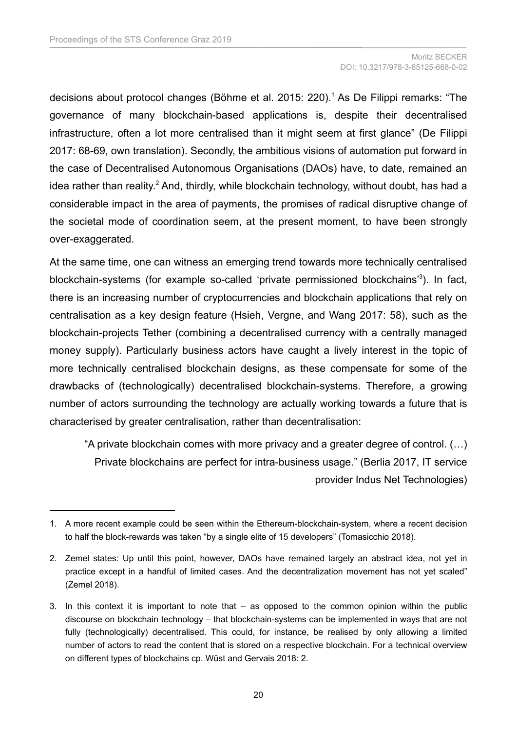decisions about protocol changes (Böhme et al. 2015: 220).[1] As De Filippi remarks: "The governance of many blockchain-based applications is, despite their decentralised infrastructure, often a lot more centralised than it might seem at first glance" (De Filippi 2017: 68-69, own translation). Secondly, the ambitious visions of automation put forward in the case of Decentralised Autonomous Organisations (DAOs) have, to date, remained an idea rather than reality.[2] And, thirdly, while blockchain technology, without doubt, has had a considerable impact in the area of payments, the promises of radical disruptive change of the societal mode of coordination seem, at the present moment, to have been strongly over-exaggerated.

At the same time, one can witness an emerging trend towards more technically centralised blockchain-systems (for example so-called 'private permissioned blockchains'[3]). In fact, there is an increasing number of cryptocurrencies and blockchain applications that rely on centralisation as a key design feature (Hsieh, Vergne, and Wang 2017: 58), such as the blockchain-projects Tether (combining a decentralised currency with a centrally managed money supply). Particularly business actors have caught a lively interest in the topic of more technically centralised blockchain designs, as these compensate for some of the drawbacks of (technologically) decentralised blockchain-systems. Therefore, a growing number of actors surrounding the technology are actually working towards a future that is characterised by greater centralisation, rather than decentralisation:

> "A private blockchain comes with more privacy and a greater degree of control. (…) Private blockchains are perfect for intra-business usage." (Berlia 2017, IT service provider Indus Net Technologies)

---

1. A more recent example could be seen within the Ethereum-blockchain-system, where a recent decision to half the block-rewards was taken "by a single elite of 15 developers" (Tomasicchio 2018).
2. Zemel states: Up until this point, however, DAOs have remained largely an abstract idea, not yet in practice except in a handful of limited cases. And the decentralization movement has not yet scaled" (Zemel 2018).
3. In this context it is important to note that – as opposed to the common opinion within the public discourse on blockchain technology – that blockchain-systems can be implemented in ways that are not fully (technologically) decentralised. This could, for instance, be realised by only allowing a limited number of actors to read the content that is stored on a respective blockchain. For a technical overview on different types of blockchains cp. Wüst and Gervais 2018: 2.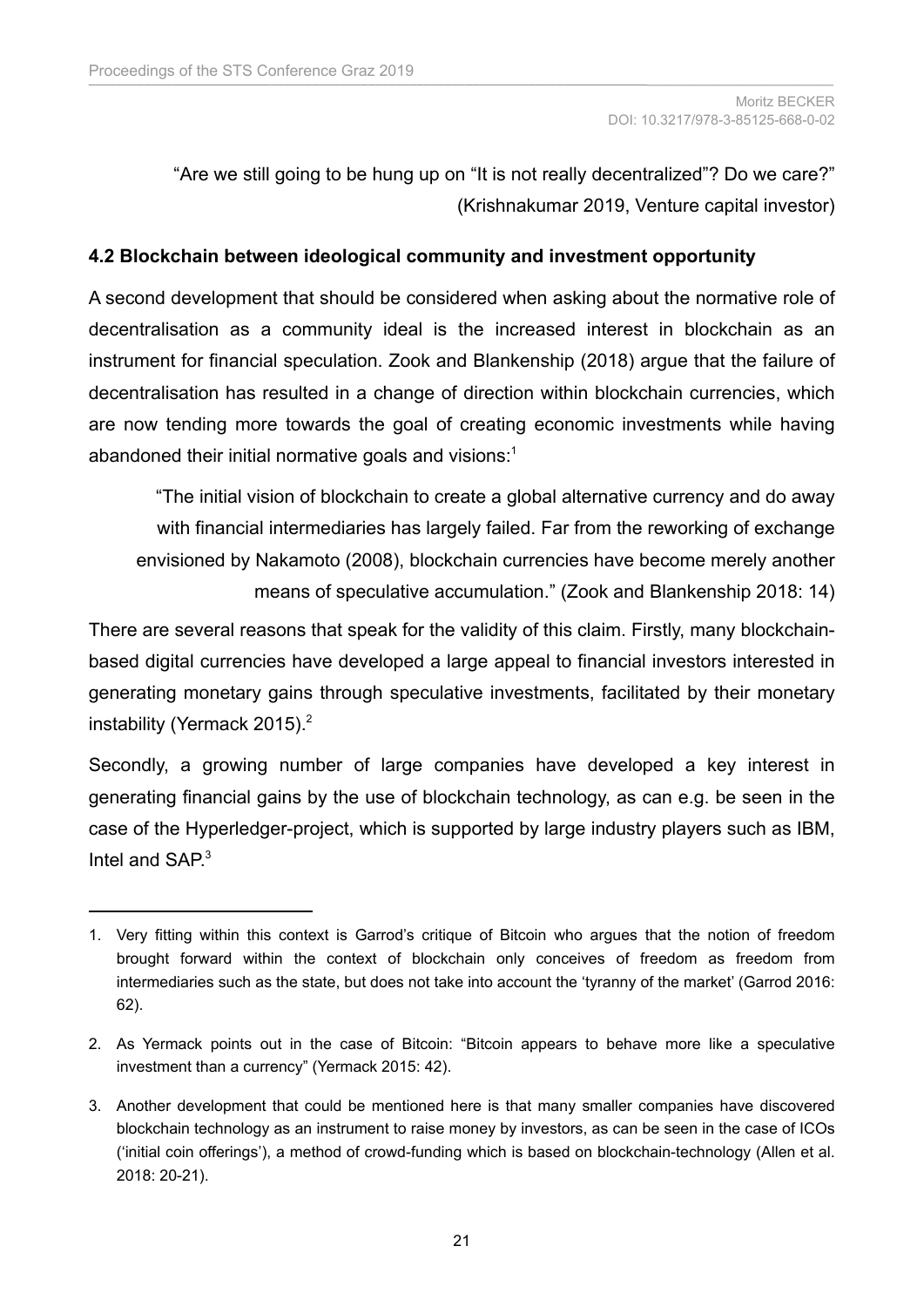> "Are we still going to be hung up on "It is not really decentralized"? Do we care?"
> (Krishnakumar 2019, Venture capital investor)

### 4.2 Blockchain between ideological community and investment opportunity

A second development that should be considered when asking about the normative role of decentralisation as a community ideal is the increased interest in blockchain as an instrument for financial speculation. Zook and Blankenship (2018) argue that the failure of decentralisation has resulted in a change of direction within blockchain currencies, which are now tending more towards the goal of creating economic investments while having abandoned their initial normative goals and visions:[1]

> "The initial vision of blockchain to create a global alternative currency and do away with financial intermediaries has largely failed. Far from the reworking of exchange envisioned by Nakamoto (2008), blockchain currencies have become merely another means of speculative accumulation." (Zook and Blankenship 2018: 14)

There are several reasons that speak for the validity of this claim. Firstly, many blockchain-based digital currencies have developed a large appeal to financial investors interested in generating monetary gains through speculative investments, facilitated by their monetary instability (Yermack 2015).[2]

Secondly, a growing number of large companies have developed a key interest in generating financial gains by the use of blockchain technology, as can e.g. be seen in the case of the Hyperledger-project, which is supported by large industry players such as IBM, Intel and SAP.[3]

---

1. Very fitting within this context is Garrod's critique of Bitcoin who argues that the notion of freedom brought forward within the context of blockchain only conceives of freedom as freedom from intermediaries such as the state, but does not take into account the 'tyranny of the market' (Garrod 2016: 62).

2. As Yermack points out in the case of Bitcoin: "Bitcoin appears to behave more like a speculative investment than a currency" (Yermack 2015: 42).

3. Another development that could be mentioned here is that many smaller companies have discovered blockchain technology as an instrument to raise money by investors, as can be seen in the case of ICOs ('initial coin offerings'), a method of crowd-funding which is based on blockchain-technology (Allen et al. 2018: 20-21).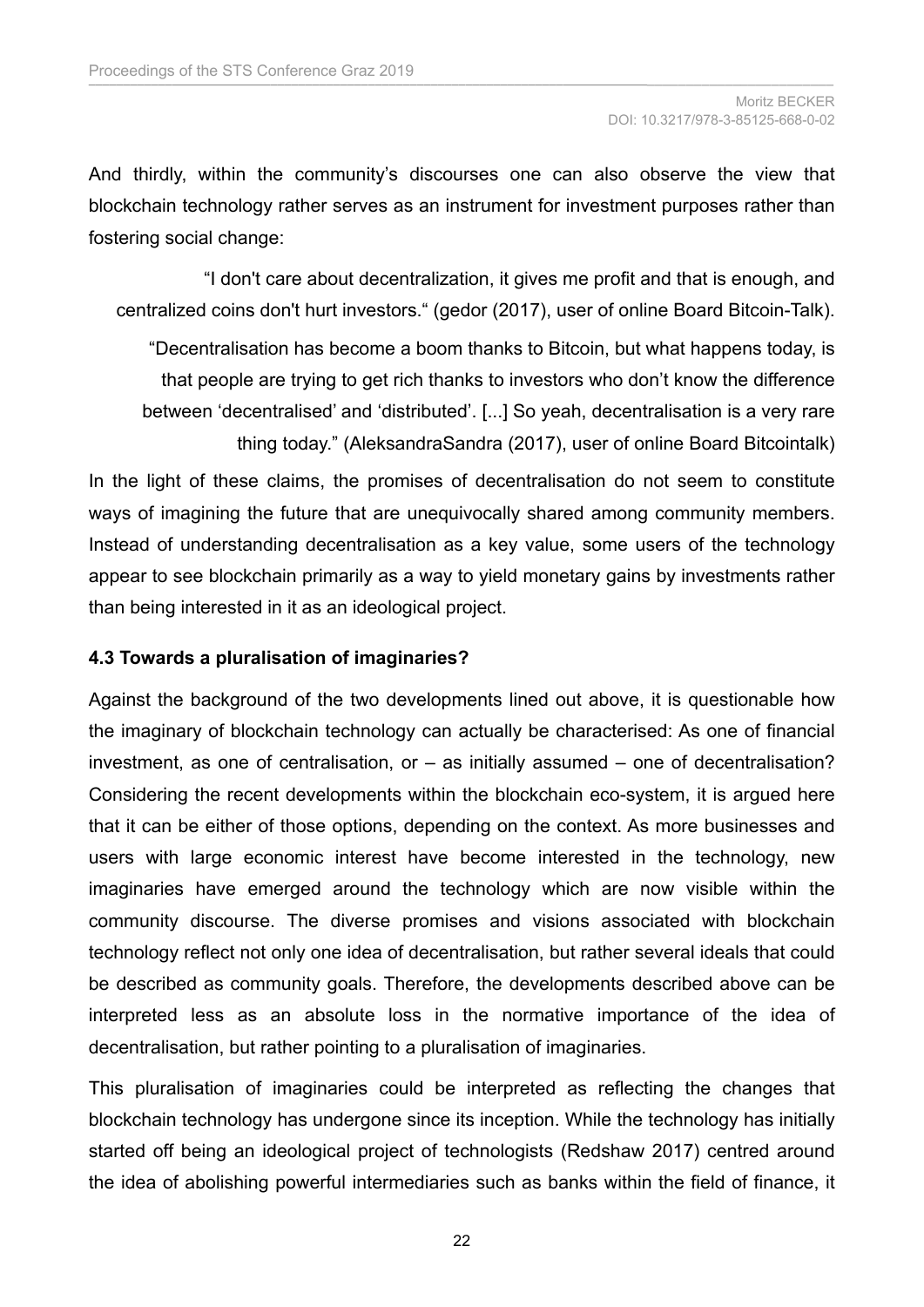And thirdly, within the community's discourses one can also observe the view that blockchain technology rather serves as an instrument for investment purposes rather than fostering social change:

> "I don't care about decentralization, it gives me profit and that is enough, and centralized coins don't hurt investors." (gedor (2017), user of online Board Bitcoin-Talk).
>
> "Decentralisation has become a boom thanks to Bitcoin, but what happens today, is that people are trying to get rich thanks to investors who don't know the difference between 'decentralised' and 'distributed'. [...] So yeah, decentralisation is a very rare thing today." (AleksandraSandra (2017), user of online Board Bitcointalk)

In the light of these claims, the promises of decentralisation do not seem to constitute ways of imagining the future that are unequivocally shared among community members. Instead of understanding decentralisation as a key value, some users of the technology appear to see blockchain primarily as a way to yield monetary gains by investments rather than being interested in it as an ideological project.

### 4.3 Towards a pluralisation of imaginaries?

Against the background of the two developments lined out above, it is questionable how the imaginary of blockchain technology can actually be characterised: As one of financial investment, as one of centralisation, or – as initially assumed – one of decentralisation? Considering the recent developments within the blockchain eco-system, it is argued here that it can be either of those options, depending on the context. As more businesses and users with large economic interest have become interested in the technology, new imaginaries have emerged around the technology which are now visible within the community discourse. The diverse promises and visions associated with blockchain technology reflect not only one idea of decentralisation, but rather several ideals that could be described as community goals. Therefore, the developments described above can be interpreted less as an absolute loss in the normative importance of the idea of decentralisation, but rather pointing to a pluralisation of imaginaries.

This pluralisation of imaginaries could be interpreted as reflecting the changes that blockchain technology has undergone since its inception. While the technology has initially started off being an ideological project of technologists (Redshaw 2017) centred around the idea of abolishing powerful intermediaries such as banks within the field of finance, it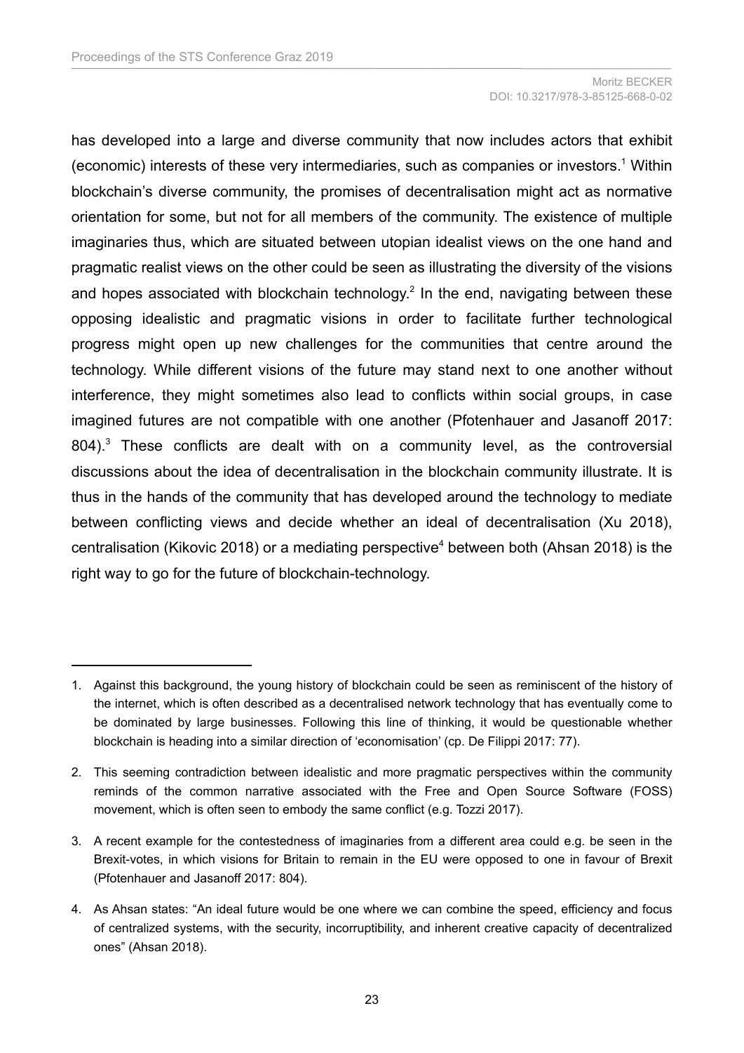has developed into a large and diverse community that now includes actors that exhibit (economic) interests of these very intermediaries, such as companies or investors.[1] Within blockchain's diverse community, the promises of decentralisation might act as normative orientation for some, but not for all members of the community. The existence of multiple imaginaries thus, which are situated between utopian idealist views on the one hand and pragmatic realist views on the other could be seen as illustrating the diversity of the visions and hopes associated with blockchain technology.[2] In the end, navigating between these opposing idealistic and pragmatic visions in order to facilitate further technological progress might open up new challenges for the communities that centre around the technology. While different visions of the future may stand next to one another without interference, they might sometimes also lead to conflicts within social groups, in case imagined futures are not compatible with one another (Pfotenhauer and Jasanoff 2017: 804).[3] These conflicts are dealt with on a community level, as the controversial discussions about the idea of decentralisation in the blockchain community illustrate. It is thus in the hands of the community that has developed around the technology to mediate between conflicting views and decide whether an ideal of decentralisation (Xu 2018), centralisation (Kikovic 2018) or a mediating perspective[4] between both (Ahsan 2018) is the right way to go for the future of blockchain-technology.

---

1. Against this background, the young history of blockchain could be seen as reminiscent of the history of the internet, which is often described as a decentralised network technology that has eventually come to be dominated by large businesses. Following this line of thinking, it would be questionable whether blockchain is heading into a similar direction of 'economisation' (cp. De Filippi 2017: 77).

2. This seeming contradiction between idealistic and more pragmatic perspectives within the community reminds of the common narrative associated with the Free and Open Source Software (FOSS) movement, which is often seen to embody the same conflict (e.g. Tozzi 2017).

3. A recent example for the contestedness of imaginaries from a different area could e.g. be seen in the Brexit-votes, in which visions for Britain to remain in the EU were opposed to one in favour of Brexit (Pfotenhauer and Jasanoff 2017: 804).

4. As Ahsan states: "An ideal future would be one where we can combine the speed, efficiency and focus of centralized systems, with the security, incorruptibility, and inherent creative capacity of decentralized ones" (Ahsan 2018).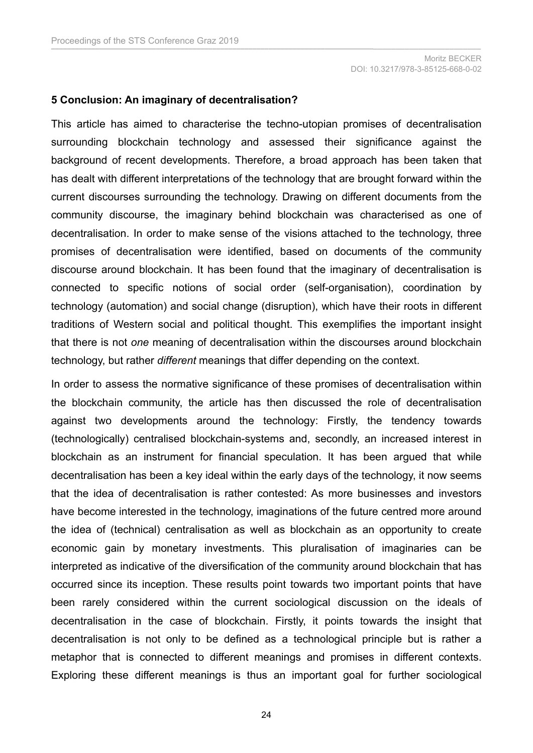**5 Conclusion: An imaginary of decentralisation?**

This article has aimed to characterise the techno-utopian promises of decentralisation surrounding blockchain technology and assessed their significance against the background of recent developments. Therefore, a broad approach has been taken that has dealt with different interpretations of the technology that are brought forward within the current discourses surrounding the technology. Drawing on different documents from the community discourse, the imaginary behind blockchain was characterised as one of decentralisation. In order to make sense of the visions attached to the technology, three promises of decentralisation were identified, based on documents of the community discourse around blockchain. It has been found that the imaginary of decentralisation is connected to specific notions of social order (self-organisation), coordination by technology (automation) and social change (disruption), which have their roots in different traditions of Western social and political thought. This exemplifies the important insight that there is not *one* meaning of decentralisation within the discourses around blockchain technology, but rather *different* meanings that differ depending on the context.

In order to assess the normative significance of these promises of decentralisation within the blockchain community, the article has then discussed the role of decentralisation against two developments around the technology: Firstly, the tendency towards (technologically) centralised blockchain-systems and, secondly, an increased interest in blockchain as an instrument for financial speculation. It has been argued that while decentralisation has been a key ideal within the early days of the technology, it now seems that the idea of decentralisation is rather contested: As more businesses and investors have become interested in the technology, imaginations of the future centred more around the idea of (technical) centralisation as well as blockchain as an opportunity to create economic gain by monetary investments. This pluralisation of imaginaries can be interpreted as indicative of the diversification of the community around blockchain that has occurred since its inception. These results point towards two important points that have been rarely considered within the current sociological discussion on the ideals of decentralisation in the case of blockchain. Firstly, it points towards the insight that decentralisation is not only to be defined as a technological principle but is rather a metaphor that is connected to different meanings and promises in different contexts. Exploring these different meanings is thus an important goal for further sociological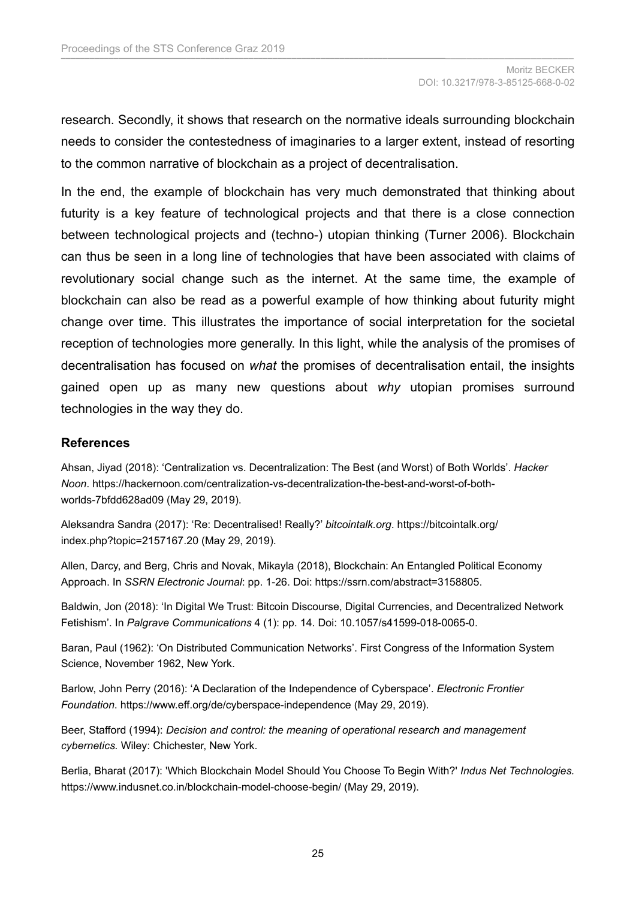research. Secondly, it shows that research on the normative ideals surrounding blockchain needs to consider the contestedness of imaginaries to a larger extent, instead of resorting to the common narrative of blockchain as a project of decentralisation.

In the end, the example of blockchain has very much demonstrated that thinking about futurity is a key feature of technological projects and that there is a close connection between technological projects and (techno-) utopian thinking (Turner 2006). Blockchain can thus be seen in a long line of technologies that have been associated with claims of revolutionary social change such as the internet. At the same time, the example of blockchain can also be read as a powerful example of how thinking about futurity might change over time. This illustrates the importance of social interpretation for the societal reception of technologies more generally. In this light, while the analysis of the promises of decentralisation has focused on *what* the promises of decentralisation entail, the insights gained open up as many new questions about *why* utopian promises surround technologies in the way they do.

## References

Ahsan, Jiyad (2018): 'Centralization vs. Decentralization: The Best (and Worst) of Both Worlds'. *Hacker Noon*. https://hackernoon.com/centralization-vs-decentralization-the-best-and-worst-of-both-worlds-7bfdd628ad09 (May 29, 2019).

Aleksandra Sandra (2017): 'Re: Decentralised! Really?' *bitcointalk.org*. https://bitcointalk.org/index.php?topic=2157167.20 (May 29, 2019).

Allen, Darcy, and Berg, Chris and Novak, Mikayla (2018), Blockchain: An Entangled Political Economy Approach. In *SSRN Electronic Journal*: pp. 1-26. Doi: https://ssrn.com/abstract=3158805.

Baldwin, Jon (2018): 'In Digital We Trust: Bitcoin Discourse, Digital Currencies, and Decentralized Network Fetishism'. In *Palgrave Communications* 4 (1): pp. 14. Doi: 10.1057/s41599-018-0065-0.

Baran, Paul (1962): 'On Distributed Communication Networks'. First Congress of the Information System Science, November 1962, New York.

Barlow, John Perry (2016): 'A Declaration of the Independence of Cyberspace'. *Electronic Frontier Foundation*. https://www.eff.org/de/cyberspace-independence (May 29, 2019).

Beer, Stafford (1994): *Decision and control: the meaning of operational research and management cybernetics.* Wiley: Chichester, New York.

Berlia, Bharat (2017): 'Which Blockchain Model Should You Choose To Begin With?' *Indus Net Technologies.* https://www.indusnet.co.in/blockchain-model-choose-begin/ (May 29, 2019).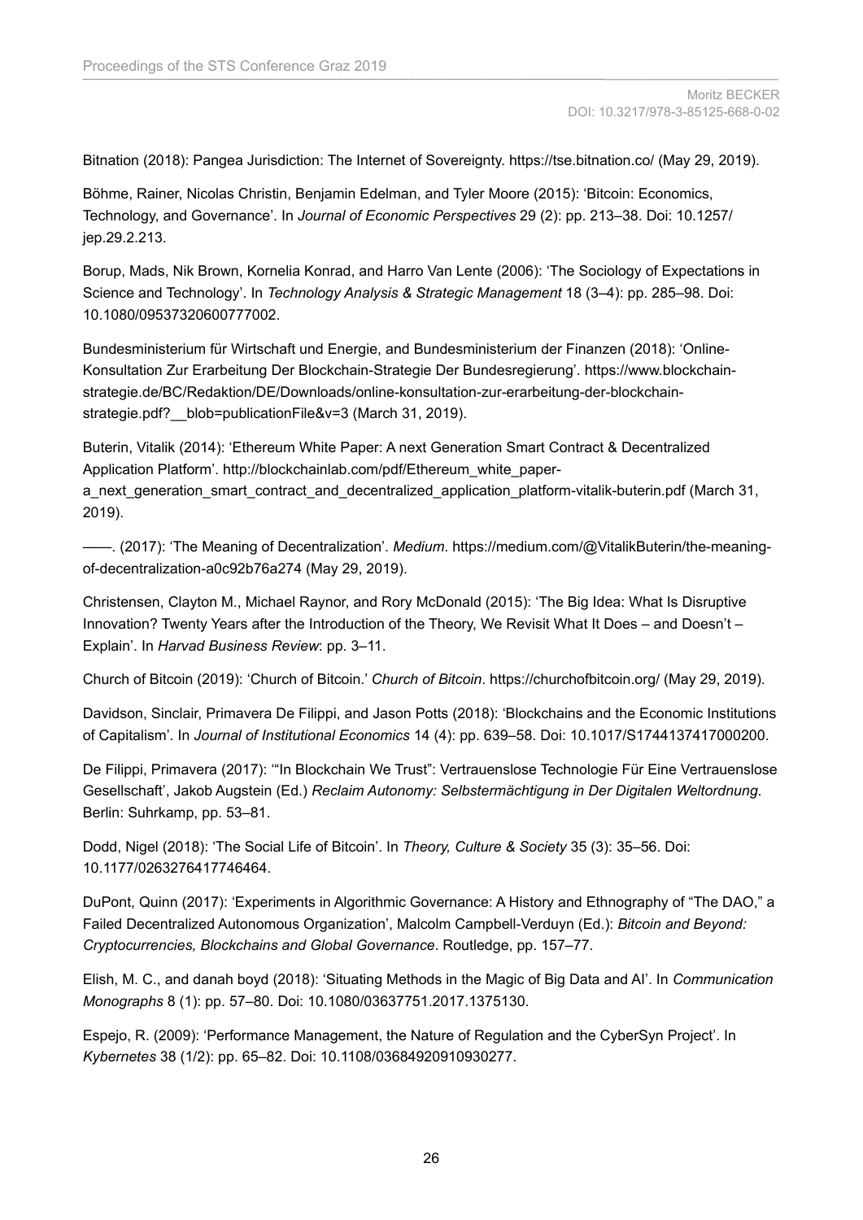Bitnation (2018): Pangea Jurisdiction: The Internet of Sovereignty. https://tse.bitnation.co/ (May 29, 2019).

Böhme, Rainer, Nicolas Christin, Benjamin Edelman, and Tyler Moore (2015): 'Bitcoin: Economics, Technology, and Governance'. In *Journal of Economic Perspectives* 29 (2): pp. 213–38. Doi: 10.1257/jep.29.2.213.

Borup, Mads, Nik Brown, Kornelia Konrad, and Harro Van Lente (2006): 'The Sociology of Expectations in Science and Technology'. In *Technology Analysis & Strategic Management* 18 (3–4): pp. 285–98. Doi: 10.1080/09537320600777002.

Bundesministerium für Wirtschaft und Energie, and Bundesministerium der Finanzen (2018): 'Online-Konsultation Zur Erarbeitung Der Blockchain-Strategie Der Bundesregierung'. https://www.blockchain-strategie.de/BC/Redaktion/DE/Downloads/online-konsultation-zur-erarbeitung-der-blockchain-strategie.pdf?__blob=publicationFile&v=3 (March 31, 2019).

Buterin, Vitalik (2014): 'Ethereum White Paper: A next Generation Smart Contract & Decentralized Application Platform'. http://blockchainlab.com/pdf/Ethereum_white_paper-a_next_generation_smart_contract_and_decentralized_application_platform-vitalik-buterin.pdf (March 31, 2019).

——. (2017): 'The Meaning of Decentralization'. *Medium*. https://medium.com/@VitalikButerin/the-meaning-of-decentralization-a0c92b76a274 (May 29, 2019).

Christensen, Clayton M., Michael Raynor, and Rory McDonald (2015): 'The Big Idea: What Is Disruptive Innovation? Twenty Years after the Introduction of the Theory, We Revisit What It Does – and Doesn't – Explain'. In *Harvad Business Review*: pp. 3–11.

Church of Bitcoin (2019): 'Church of Bitcoin.' *Church of Bitcoin*. https://churchofbitcoin.org/ (May 29, 2019).

Davidson, Sinclair, Primavera De Filippi, and Jason Potts (2018): 'Blockchains and the Economic Institutions of Capitalism'. In *Journal of Institutional Economics* 14 (4): pp. 639–58. Doi: 10.1017/S1744137417000200.

De Filippi, Primavera (2017): '"In Blockchain We Trust": Vertrauenslose Technologie Für Eine Vertrauenslose Gesellschaft', Jakob Augstein (Ed.) *Reclaim Autonomy: Selbstermächtigung in Der Digitalen Weltordnung*. Berlin: Suhrkamp, pp. 53–81.

Dodd, Nigel (2018): 'The Social Life of Bitcoin'. In *Theory, Culture & Society* 35 (3): 35–56. Doi: 10.1177/0263276417746464.

DuPont, Quinn (2017): 'Experiments in Algorithmic Governance: A History and Ethnography of "The DAO," a Failed Decentralized Autonomous Organization', Malcolm Campbell-Verduyn (Ed.): *Bitcoin and Beyond: Cryptocurrencies, Blockchains and Global Governance*. Routledge, pp. 157–77.

Elish, M. C., and danah boyd (2018): 'Situating Methods in the Magic of Big Data and AI'. In *Communication Monographs* 8 (1): pp. 57–80. Doi: 10.1080/03637751.2017.1375130.

Espejo, R. (2009): 'Performance Management, the Nature of Regulation and the CyberSyn Project'. In *Kybernetes* 38 (1/2): pp. 65–82. Doi: 10.1108/03684920910930277.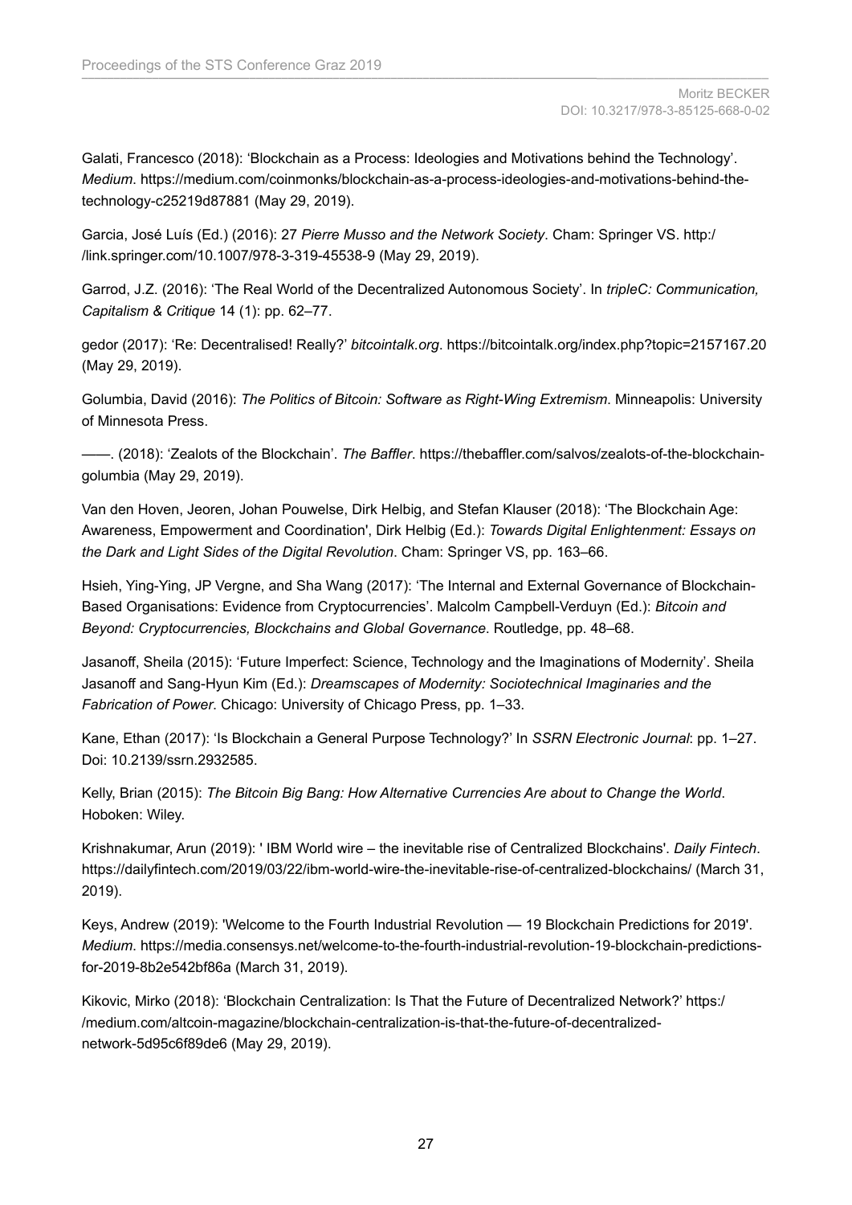Galati, Francesco (2018): ‘Blockchain as a Process: Ideologies and Motivations behind the Technology’. *Medium*. https://medium.com/coinmonks/blockchain-as-a-process-ideologies-and-motivations-behind-the-technology-c25219d87881 (May 29, 2019).

Garcia, José Luís (Ed.) (2016): 27 *Pierre Musso and the Network Society*. Cham: Springer VS. http://link.springer.com/10.1007/978-3-319-45538-9 (May 29, 2019).

Garrod, J.Z. (2016): ‘The Real World of the Decentralized Autonomous Society’. In *tripleC: Communication, Capitalism & Critique* 14 (1): pp. 62–77.

gedor (2017): ‘Re: Decentralised! Really?’ *bitcointalk.org*. https://bitcointalk.org/index.php?topic=2157167.20 (May 29, 2019).

Golumbia, David (2016): *The Politics of Bitcoin: Software as Right-Wing Extremism*. Minneapolis: University of Minnesota Press.

——. (2018): ‘Zealots of the Blockchain’. *The Baffler*. https://thebaffler.com/salvos/zealots-of-the-blockchain-golumbia (May 29, 2019).

Van den Hoven, Jeoren, Johan Pouwelse, Dirk Helbig, and Stefan Klauser (2018): ‘The Blockchain Age: Awareness, Empowerment and Coordination', Dirk Helbig (Ed.): *Towards Digital Enlightenment: Essays on the Dark and Light Sides of the Digital Revolution*. Cham: Springer VS, pp. 163–66.

Hsieh, Ying-Ying, JP Vergne, and Sha Wang (2017): ‘The Internal and External Governance of Blockchain-Based Organisations: Evidence from Cryptocurrencies’. Malcolm Campbell-Verduyn (Ed.): *Bitcoin and Beyond: Cryptocurrencies, Blockchains and Global Governance*. Routledge, pp. 48–68.

Jasanoff, Sheila (2015): ‘Future Imperfect: Science, Technology and the Imaginations of Modernity’. Sheila Jasanoff and Sang-Hyun Kim (Ed.): *Dreamscapes of Modernity: Sociotechnical Imaginaries and the Fabrication of Power*. Chicago: University of Chicago Press, pp. 1–33.

Kane, Ethan (2017): ‘Is Blockchain a General Purpose Technology?’ In *SSRN Electronic Journal*: pp. 1–27. Doi: 10.2139/ssrn.2932585.

Kelly, Brian (2015): *The Bitcoin Big Bang: How Alternative Currencies Are about to Change the World*. Hoboken: Wiley.

Krishnakumar, Arun (2019): ' IBM World wire – the inevitable rise of Centralized Blockchains'. *Daily Fintech*. https://dailyfintech.com/2019/03/22/ibm-world-wire-the-inevitable-rise-of-centralized-blockchains/ (March 31, 2019).

Keys, Andrew (2019): 'Welcome to the Fourth Industrial Revolution — 19 Blockchain Predictions for 2019'. *Medium*. https://media.consensys.net/welcome-to-the-fourth-industrial-revolution-19-blockchain-predictions-for-2019-8b2e542bf86a (March 31, 2019).

Kikovic, Mirko (2018): ‘Blockchain Centralization: Is That the Future of Decentralized Network?’ https://medium.com/altcoin-magazine/blockchain-centralization-is-that-the-future-of-decentralized-network-5d95c6f89de6 (May 29, 2019).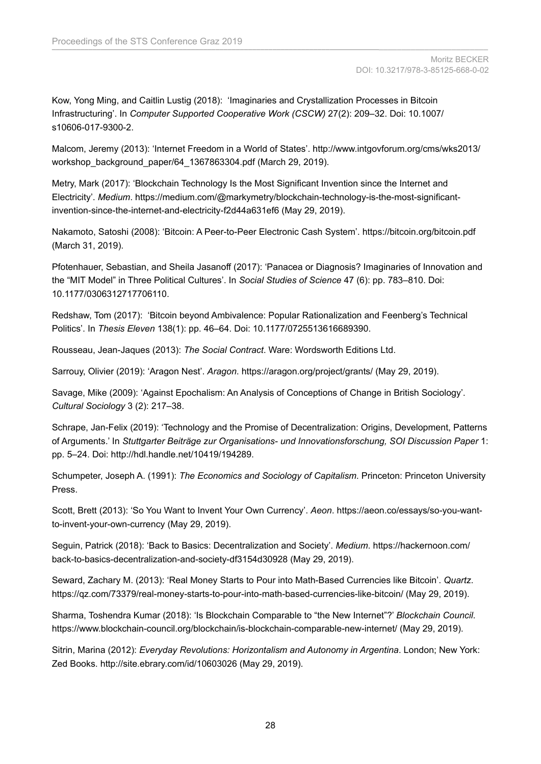Kow, Yong Ming, and Caitlin Lustig (2018): 'Imaginaries and Crystallization Processes in Bitcoin Infrastructuring'. In *Computer Supported Cooperative Work (CSCW)* 27(2): 209–32. Doi: 10.1007/s10606-017-9300-2.

Malcom, Jeremy (2013): 'Internet Freedom in a World of States'. http://www.intgovforum.org/cms/wks2013/workshop_background_paper/64_1367863304.pdf (March 29, 2019).

Metry, Mark (2017): 'Blockchain Technology Is the Most Significant Invention since the Internet and Electricity'. *Medium*. https://medium.com/@markymetry/blockchain-technology-is-the-most-significant-invention-since-the-internet-and-electricity-f2d44a631ef6 (May 29, 2019).

Nakamoto, Satoshi (2008): 'Bitcoin: A Peer-to-Peer Electronic Cash System'. https://bitcoin.org/bitcoin.pdf (March 31, 2019).

Pfotenhauer, Sebastian, and Sheila Jasanoff (2017): 'Panacea or Diagnosis? Imaginaries of Innovation and the "MIT Model" in Three Political Cultures'. In *Social Studies of Science* 47 (6): pp. 783–810. Doi: 10.1177/0306312717706110.

Redshaw, Tom (2017): 'Bitcoin beyond Ambivalence: Popular Rationalization and Feenberg's Technical Politics'. In *Thesis Eleven* 138(1): pp. 46–64. Doi: 10.1177/0725513616689390.

Rousseau, Jean-Jaques (2013): *The Social Contract*. Ware: Wordsworth Editions Ltd.

Sarrouy, Olivier (2019): 'Aragon Nest'. *Aragon*. https://aragon.org/project/grants/ (May 29, 2019).

Savage, Mike (2009): 'Against Epochalism: An Analysis of Conceptions of Change in British Sociology'. *Cultural Sociology* 3 (2): 217–38.

Schrape, Jan-Felix (2019): 'Technology and the Promise of Decentralization: Origins, Development, Patterns of Arguments.' In *Stuttgarter Beiträge zur Organisations- und Innovationsforschung, SOI Discussion Paper* 1: pp. 5–24. Doi: http://hdl.handle.net/10419/194289.

Schumpeter, Joseph A. (1991): *The Economics and Sociology of Capitalism*. Princeton: Princeton University Press.

Scott, Brett (2013): 'So You Want to Invent Your Own Currency'. *Aeon*. https://aeon.co/essays/so-you-want-to-invent-your-own-currency (May 29, 2019).

Seguin, Patrick (2018): 'Back to Basics: Decentralization and Society'. *Medium*. https://hackernoon.com/back-to-basics-decentralization-and-society-df3154d30928 (May 29, 2019).

Seward, Zachary M. (2013): 'Real Money Starts to Pour into Math-Based Currencies like Bitcoin'. *Quartz*. https://qz.com/73379/real-money-starts-to-pour-into-math-based-currencies-like-bitcoin/ (May 29, 2019).

Sharma, Toshendra Kumar (2018): 'Is Blockchain Comparable to "the New Internet"?' *Blockchain Council*. https://www.blockchain-council.org/blockchain/is-blockchain-comparable-new-internet/ (May 29, 2019).

Sitrin, Marina (2012): *Everyday Revolutions: Horizontalism and Autonomy in Argentina*. London; New York: Zed Books. http://site.ebrary.com/id/10603026 (May 29, 2019).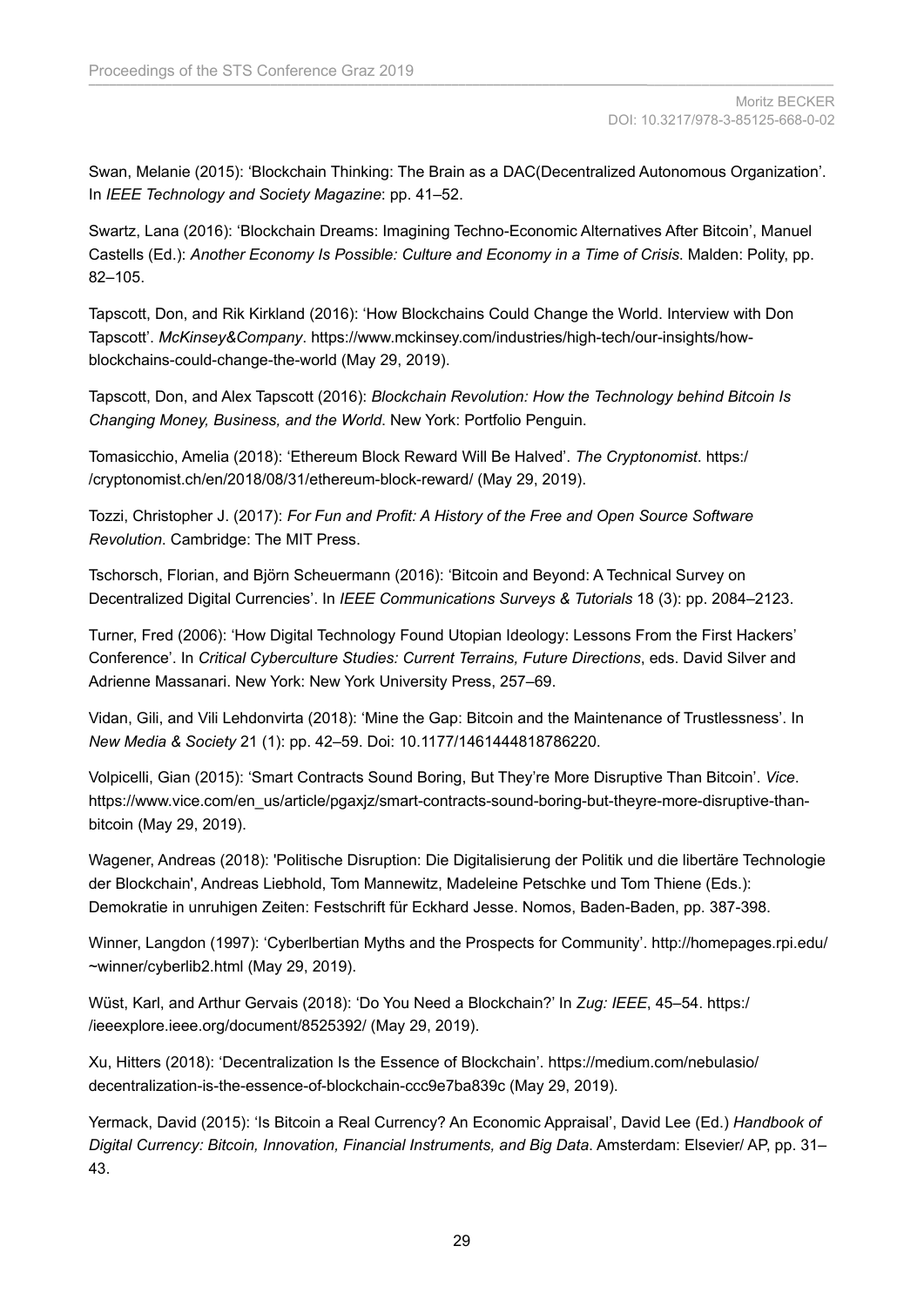Swan, Melanie (2015): 'Blockchain Thinking: The Brain as a DAC(Decentralized Autonomous Organization'. In *IEEE Technology and Society Magazine*: pp. 41–52.

Swartz, Lana (2016): 'Blockchain Dreams: Imagining Techno-Economic Alternatives After Bitcoin', Manuel Castells (Ed.): *Another Economy Is Possible: Culture and Economy in a Time of Crisis*. Malden: Polity, pp. 82–105.

Tapscott, Don, and Rik Kirkland (2016): 'How Blockchains Could Change the World. Interview with Don Tapscott'. *McKinsey&Company*. https://www.mckinsey.com/industries/high-tech/our-insights/how-blockchains-could-change-the-world (May 29, 2019).

Tapscott, Don, and Alex Tapscott (2016): *Blockchain Revolution: How the Technology behind Bitcoin Is Changing Money, Business, and the World*. New York: Portfolio Penguin.

Tomasicchio, Amelia (2018): 'Ethereum Block Reward Will Be Halved'. *The Cryptonomist*. https://cryptonomist.ch/en/2018/08/31/ethereum-block-reward/ (May 29, 2019).

Tozzi, Christopher J. (2017): *For Fun and Profit: A History of the Free and Open Source Software Revolution*. Cambridge: The MIT Press.

Tschorsch, Florian, and Björn Scheuermann (2016): 'Bitcoin and Beyond: A Technical Survey on Decentralized Digital Currencies'. In *IEEE Communications Surveys & Tutorials* 18 (3): pp. 2084–2123.

Turner, Fred (2006): 'How Digital Technology Found Utopian Ideology: Lessons From the First Hackers' Conference'. In *Critical Cyberculture Studies: Current Terrains, Future Directions*, eds. David Silver and Adrienne Massanari. New York: New York University Press, 257–69.

Vidan, Gili, and Vili Lehdonvirta (2018): 'Mine the Gap: Bitcoin and the Maintenance of Trustlessness'. In *New Media & Society* 21 (1): pp. 42–59. Doi: 10.1177/1461444818786220.

Volpicelli, Gian (2015): 'Smart Contracts Sound Boring, But They're More Disruptive Than Bitcoin'. *Vice*. https://www.vice.com/en_us/article/pgaxjz/smart-contracts-sound-boring-but-theyre-more-disruptive-than-bitcoin (May 29, 2019).

Wagener, Andreas (2018): 'Politische Disruption: Die Digitalisierung der Politik und die libertäre Technologie der Blockchain', Andreas Liebhold, Tom Mannewitz, Madeleine Petschke und Tom Thiene (Eds.): Demokratie in unruhigen Zeiten: Festschrift für Eckhard Jesse. Nomos, Baden-Baden, pp. 387-398.

Winner, Langdon (1997): 'Cyberlbertian Myths and the Prospects for Community'. http://homepages.rpi.edu/~winner/cyberlib2.html (May 29, 2019).

Wüst, Karl, and Arthur Gervais (2018): 'Do You Need a Blockchain?' In *Zug: IEEE*, 45–54. https://ieeexplore.ieee.org/document/8525392/ (May 29, 2019).

Xu, Hitters (2018): 'Decentralization Is the Essence of Blockchain'. https://medium.com/nebulasio/decentralization-is-the-essence-of-blockchain-ccc9e7ba839c (May 29, 2019).

Yermack, David (2015): 'Is Bitcoin a Real Currency? An Economic Appraisal', David Lee (Ed.) *Handbook of Digital Currency: Bitcoin, Innovation, Financial Instruments, and Big Data*. Amsterdam: Elsevier/ AP, pp. 31–43.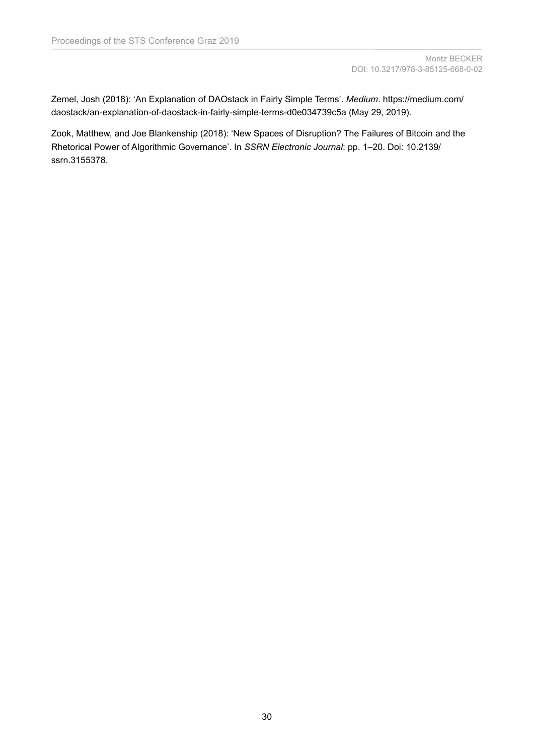Zemel, Josh (2018): 'An Explanation of DAOstack in Fairly Simple Terms'. *Medium*. https://medium.com/daostack/an-explanation-of-daostack-in-fairly-simple-terms-d0e034739c5a (May 29, 2019).

Zook, Matthew, and Joe Blankenship (2018): 'New Spaces of Disruption? The Failures of Bitcoin and the Rhetorical Power of Algorithmic Governance'. In *SSRN Electronic Journal*: pp. 1–20. Doi: 10.2139/ssrn.3155378.